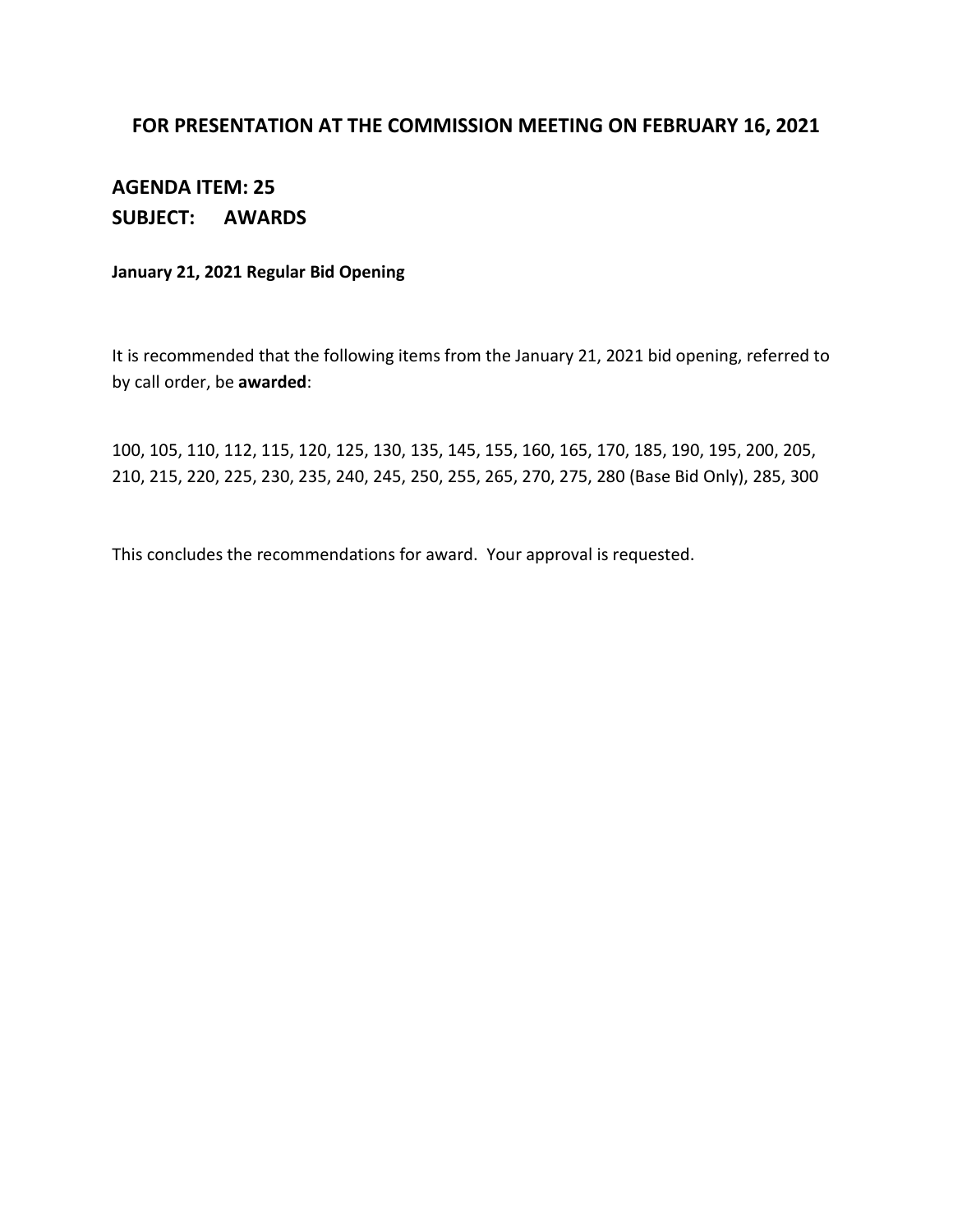# FOR PRESENTATION AT THE COMMISSION MEETING ON FEBRUARY 16, 2021

## AGENDA ITEM: 25
## SUBJECT: AWARDS

**January 21, 2021 Regular Bid Opening**

It is recommended that the following items from the January 21, 2021 bid opening, referred to by call order, be **awarded**:

100, 105, 110, 112, 115, 120, 125, 130, 135, 145, 155, 160, 165, 170, 185, 190, 195, 200, 205, 210, 215, 220, 225, 230, 235, 240, 245, 250, 255, 265, 270, 275, 280 (Base Bid Only), 285, 300

This concludes the recommendations for award. Your approval is requested.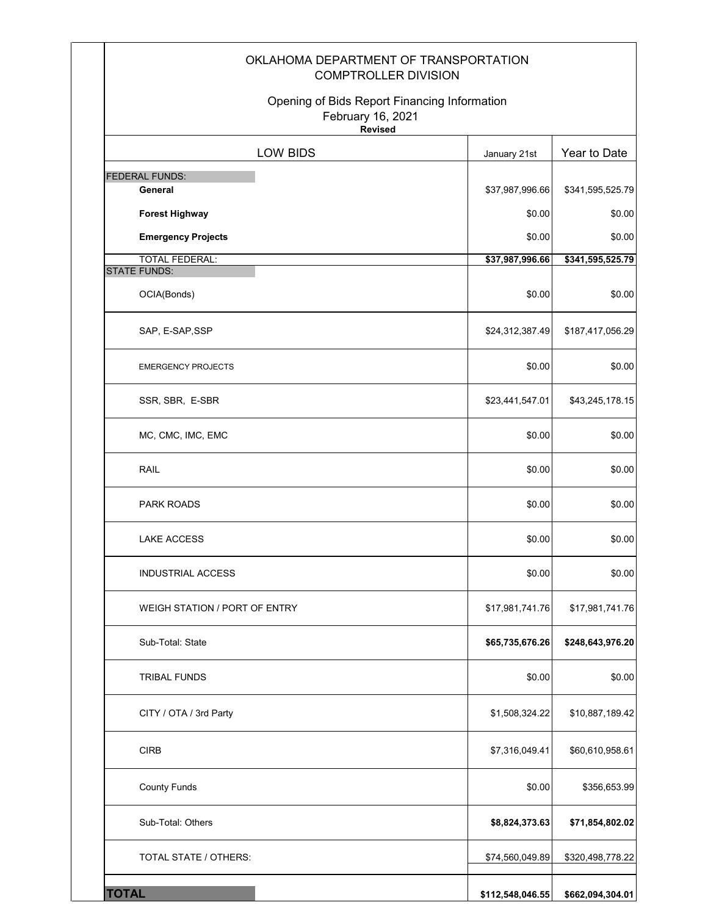# OKLAHOMA DEPARTMENT OF TRANSPORTATION
## COMPTROLLER DIVISION

### Opening of Bids Report Financing Information
February 16, 2021

**Revised**

| LOW BIDS | January 21st | Year to Date |
|---|---|---|
| FEDERAL FUNDS: | | |
| **General** | $37,987,996.66 | $341,595,525.79 |
| **Forest Highway** | $0.00 | $0.00 |
| **Emergency Projects** | $0.00 | $0.00 |
| TOTAL FEDERAL: | **$37,987,996.66** | **$341,595,525.79** |
| STATE FUNDS: | | |
| OCIA(Bonds) | $0.00 | $0.00 |
| SAP, E-SAP,SSP | $24,312,387.49 | $187,417,056.29 |
| EMERGENCY PROJECTS | $0.00 | $0.00 |
| SSR, SBR, E-SBR | $23,441,547.01 | $43,245,178.15 |
| MC, CMC, IMC, EMC | $0.00 | $0.00 |
| RAIL | $0.00 | $0.00 |
| PARK ROADS | $0.00 | $0.00 |
| LAKE ACCESS | $0.00 | $0.00 |
| INDUSTRIAL ACCESS | $0.00 | $0.00 |
| WEIGH STATION / PORT OF ENTRY | $17,981,741.76 | $17,981,741.76 |
| Sub-Total: State | **$65,735,676.26** | **$248,643,976.20** |
| TRIBAL FUNDS | $0.00 | $0.00 |
| CITY / OTA / 3rd Party | $1,508,324.22 | $10,887,189.42 |
| CIRB | $7,316,049.41 | $60,610,958.61 |
| County Funds | $0.00 | $356,653.99 |
| Sub-Total: Others | **$8,824,373.63** | **$71,854,802.02** |
| TOTAL STATE / OTHERS: | $74,560,049.89 | $320,498,778.22 |
| **TOTAL** | **$112,548,046.55** | **$662,094,304.01** |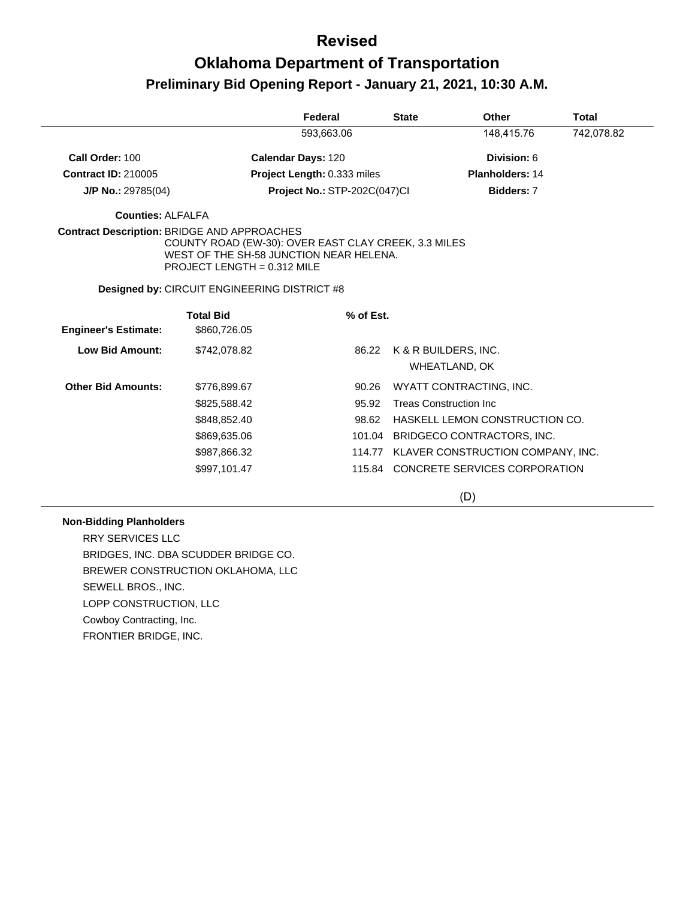# Revised

# Oklahoma Department of Transportation

## Preliminary Bid Opening Report - January 21, 2021, 10:30 A.M.

| Federal | State | Other | Total |
|---|---|---|---|
| 593,663.06 | | 148,415.76 | 742,078.82 |

**Call Order:** 100 | **Calendar Days:** 120 | **Division:** 6

**Contract ID:** 210005 | **Project Length:** 0.333 miles | **Planholders:** 14

**J/P No.:** 29785(04) | **Project No.:** STP-202C(047)CI | **Bidders:** 7

**Counties:** ALFALFA

**Contract Description:** BRIDGE AND APPROACHES
COUNTY ROAD (EW-30): OVER EAST CLAY CREEK, 3.3 MILES WEST OF THE SH-58 JUNCTION NEAR HELENA.
PROJECT LENGTH = 0.312 MILE

**Designed by:** CIRCUIT ENGINEERING DISTRICT #8

| | Total Bid | % of Est. | |
|---|---|---|---|
| **Engineer's Estimate:** | $860,726.05 | | |
| **Low Bid Amount:** | $742,078.82 | 86.22 | K & R BUILDERS, INC.<br>WHEATLAND, OK |
| **Other Bid Amounts:** | $776,899.67 | 90.26 | WYATT CONTRACTING, INC. |
| | $825,588.42 | 95.92 | Treas Construction Inc |
| | $848,852.40 | 98.62 | HASKELL LEMON CONSTRUCTION CO. |
| | $869,635.06 | 101.04 | BRIDGECO CONTRACTORS, INC. |
| | $987,866.32 | 114.77 | KLAVER CONSTRUCTION COMPANY, INC. |
| | $997,101.47 | 115.84 | CONCRETE SERVICES CORPORATION |

(D)

**Non-Bidding Planholders**

RRY SERVICES LLC
BRIDGES, INC. DBA SCUDDER BRIDGE CO.
BREWER CONSTRUCTION OKLAHOMA, LLC
SEWELL BROS., INC.
LOPP CONSTRUCTION, LLC
Cowboy Contracting, Inc.
FRONTIER BRIDGE, INC.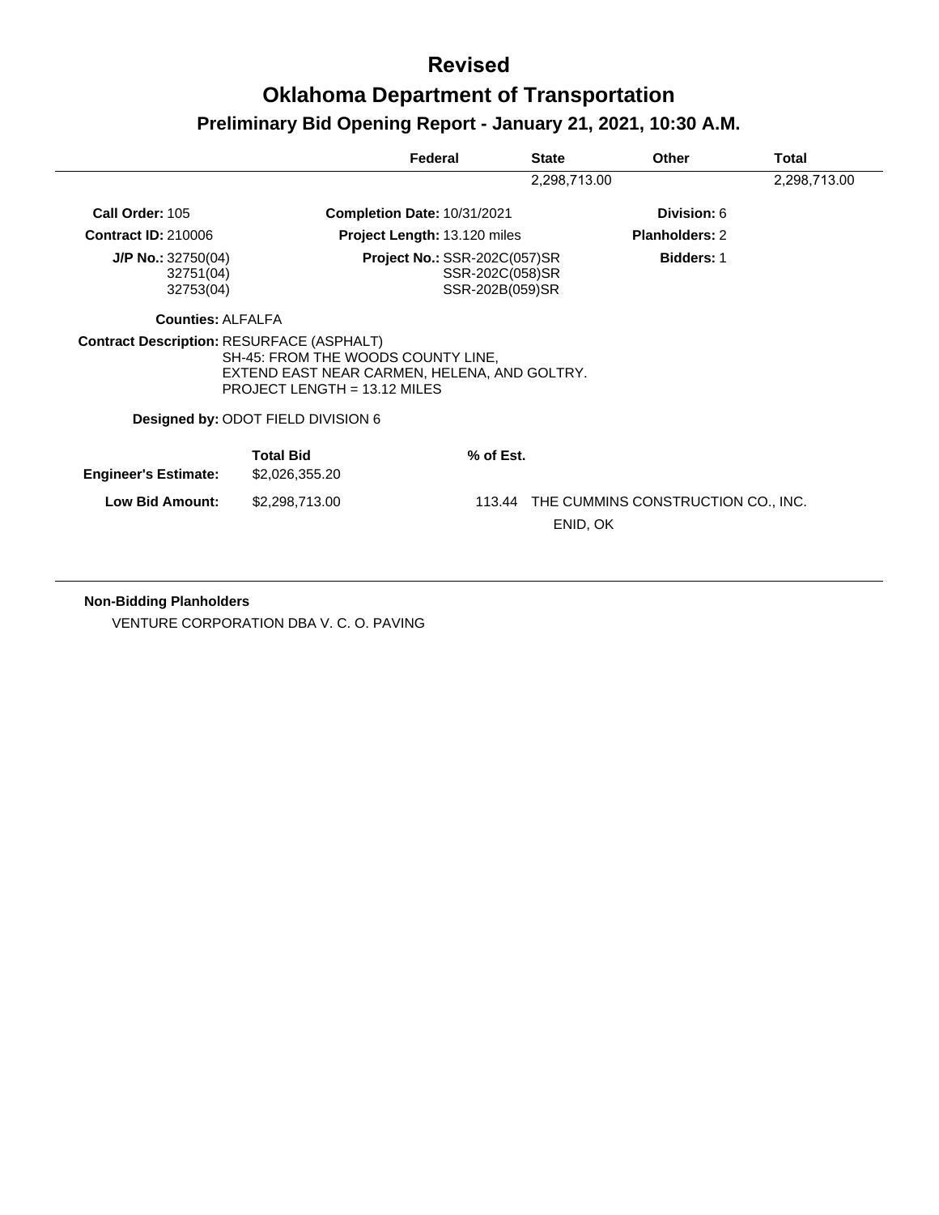# Revised

# Oklahoma Department of Transportation

## Preliminary Bid Opening Report - January 21, 2021, 10:30 A.M.

| Federal | State | Other | Total |
|---|---|---|---|
| | 2,298,713.00 | | 2,298,713.00 |

**Call Order:** 105  
**Completion Date:** 10/31/2021  
**Division:** 6

**Contract ID:** 210006  
**Project Length:** 13.120 miles  
**Planholders:** 2

**J/P No.:** 32750(04), 32751(04), 32753(04)  
**Project No.:** SSR-202C(057)SR, SSR-202C(058)SR, SSR-202B(059)SR  
**Bidders:** 1

**Counties:** ALFALFA

**Contract Description:** RESURFACE (ASPHALT)  
SH-45: FROM THE WOODS COUNTY LINE,  
EXTEND EAST NEAR CARMEN, HELENA, AND GOLTRY.  
PROJECT LENGTH = 13.12 MILES

**Designed by:** ODOT FIELD DIVISION 6

| | Total Bid | % of Est. | |
|---|---|---|---|
| **Engineer's Estimate:** | $2,026,355.20 | | |
| **Low Bid Amount:** | $2,298,713.00 | 113.44 | THE CUMMINS CONSTRUCTION CO., INC. ENID, OK |

**Non-Bidding Planholders**

VENTURE CORPORATION DBA V. C. O. PAVING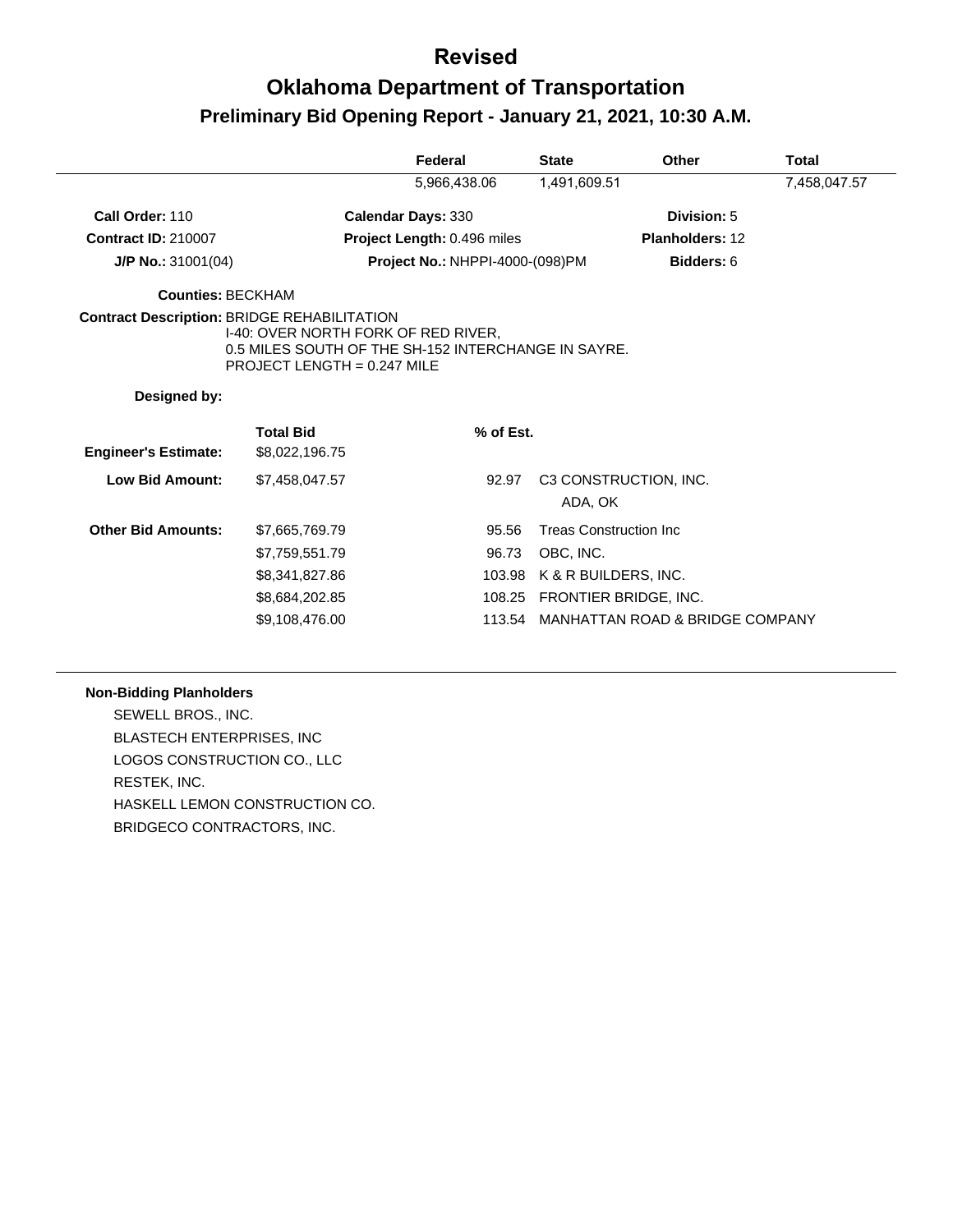# Revised

# Oklahoma Department of Transportation

## Preliminary Bid Opening Report - January 21, 2021, 10:30 A.M.

| | Federal | State | Other | Total |
|---|---|---|---|---|
| | 5,966,438.06 | 1,491,609.51 | | 7,458,047.57 |

**Call Order:** 110 **Calendar Days:** 330 **Division:** 5

**Contract ID:** 210007 **Project Length:** 0.496 miles **Planholders:** 12

**J/P No.:** 31001(04) **Project No.:** NHPPI-4000-(098)PM **Bidders:** 6

**Counties:** BECKHAM

**Contract Description:** BRIDGE REHABILITATION
I-40: OVER NORTH FORK OF RED RIVER,
0.5 MILES SOUTH OF THE SH-152 INTERCHANGE IN SAYRE.
PROJECT LENGTH = 0.247 MILE

**Designed by:**

| | Total Bid | % of Est. | |
|---|---|---|---|
| **Engineer's Estimate:** | $8,022,196.75 | | |
| **Low Bid Amount:** | $7,458,047.57 | 92.97 | C3 CONSTRUCTION, INC. ADA, OK |
| **Other Bid Amounts:** | $7,665,769.79 | 95.56 | Treas Construction Inc |
| | $7,759,551.79 | 96.73 | OBC, INC. |
| | $8,341,827.86 | 103.98 | K & R BUILDERS, INC. |
| | $8,684,202.85 | 108.25 | FRONTIER BRIDGE, INC. |
| | $9,108,476.00 | 113.54 | MANHATTAN ROAD & BRIDGE COMPANY |

**Non-Bidding Planholders**

SEWELL BROS., INC.
BLASTECH ENTERPRISES, INC
LOGOS CONSTRUCTION CO., LLC
RESTEK, INC.
HASKELL LEMON CONSTRUCTION CO.
BRIDGECO CONTRACTORS, INC.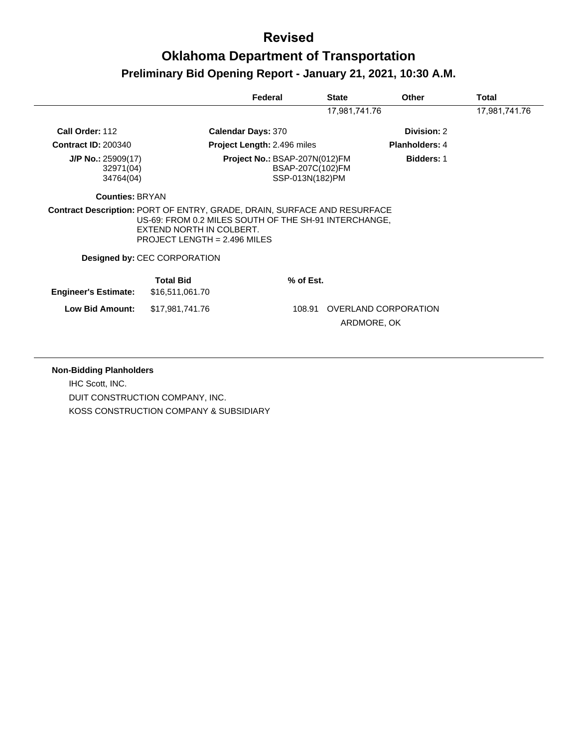# Revised

# Oklahoma Department of Transportation

## Preliminary Bid Opening Report - January 21, 2021, 10:30 A.M.

| Federal | State | Other | Total |
|---|---|---|---|
| | 17,981,741.76 | | 17,981,741.76 |

**Call Order:** 112
**Calendar Days:** 370
**Division:** 2

**Contract ID:** 200340
**Project Length:** 2.496 miles
**Planholders:** 4

**J/P No.:** 25909(17)
32971(04)
34764(04)
**Project No.:** BSAP-207N(012)FM
BSAP-207C(102)FM
SSP-013N(182)PM
**Bidders:** 1

**Counties:** BRYAN

**Contract Description:** PORT OF ENTRY, GRADE, DRAIN, SURFACE AND RESURFACE US-69: FROM 0.2 MILES SOUTH OF THE SH-91 INTERCHANGE, EXTEND NORTH IN COLBERT.
PROJECT LENGTH = 2.496 MILES

**Designed by:** CEC CORPORATION

| | Total Bid | % of Est. | |
|---|---|---|---|
| **Engineer's Estimate:** | $16,511,061.70 | | |
| **Low Bid Amount:** | $17,981,741.76 | 108.91 | OVERLAND CORPORATION<br>ARDMORE, OK |

**Non-Bidding Planholders**

IHC Scott, INC.
DUIT CONSTRUCTION COMPANY, INC.
KOSS CONSTRUCTION COMPANY & SUBSIDIARY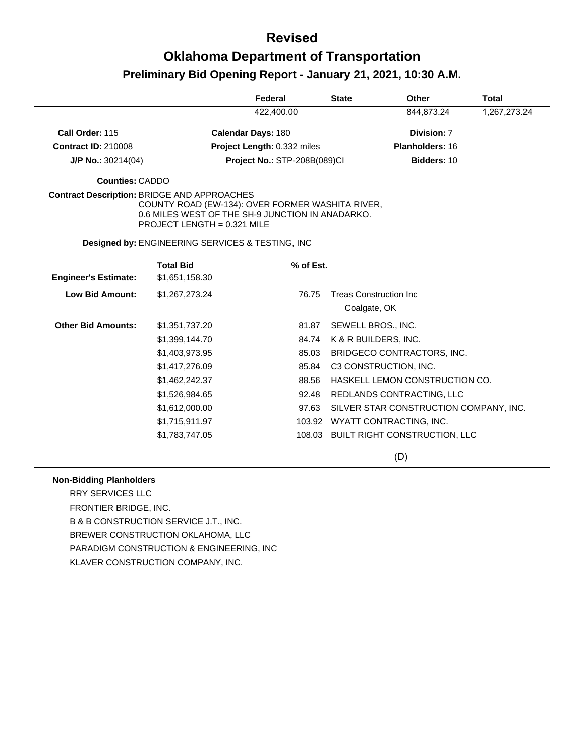# Revised

# Oklahoma Department of Transportation

## Preliminary Bid Opening Report - January 21, 2021, 10:30 A.M.

| Federal | State | Other | Total |
|---|---|---|---|
| 422,400.00 | | 844,873.24 | 1,267,273.24 |

**Call Order:** 115　　**Calendar Days:** 180　　**Division:** 7

**Contract ID:** 210008　　**Project Length:** 0.332 miles　　**Planholders:** 16

**J/P No.:** 30214(04)　　**Project No.:** STP-208B(089)CI　　**Bidders:** 10

**Counties:** CADDO

**Contract Description:** BRIDGE AND APPROACHES
COUNTY ROAD (EW-134): OVER FORMER WASHITA RIVER,
0.6 MILES WEST OF THE SH-9 JUNCTION IN ANADARKO.
PROJECT LENGTH = 0.321 MILE

**Designed by:** ENGINEERING SERVICES & TESTING, INC

| | Total Bid | % of Est. | |
|---|---|---|---|
| **Engineer's Estimate:** | $1,651,158.30 | | |
| **Low Bid Amount:** | $1,267,273.24 | 76.75 | Treas Construction Inc<br>Coalgate, OK |
| **Other Bid Amounts:** | $1,351,737.20 | 81.87 | SEWELL BROS., INC. |
| | $1,399,144.70 | 84.74 | K & R BUILDERS, INC. |
| | $1,403,973.95 | 85.03 | BRIDGECO CONTRACTORS, INC. |
| | $1,417,276.09 | 85.84 | C3 CONSTRUCTION, INC. |
| | $1,462,242.37 | 88.56 | HASKELL LEMON CONSTRUCTION CO. |
| | $1,526,984.65 | 92.48 | REDLANDS CONTRACTING, LLC |
| | $1,612,000.00 | 97.63 | SILVER STAR CONSTRUCTION COMPANY, INC. |
| | $1,715,911.97 | 103.92 | WYATT CONTRACTING, INC. |
| | $1,783,747.05 | 108.03 | BUILT RIGHT CONSTRUCTION, LLC |

(D)

**Non-Bidding Planholders**

RRY SERVICES LLC
FRONTIER BRIDGE, INC.
B & B CONSTRUCTION SERVICE J.T., INC.
BREWER CONSTRUCTION OKLAHOMA, LLC
PARADIGM CONSTRUCTION & ENGINEERING, INC
KLAVER CONSTRUCTION COMPANY, INC.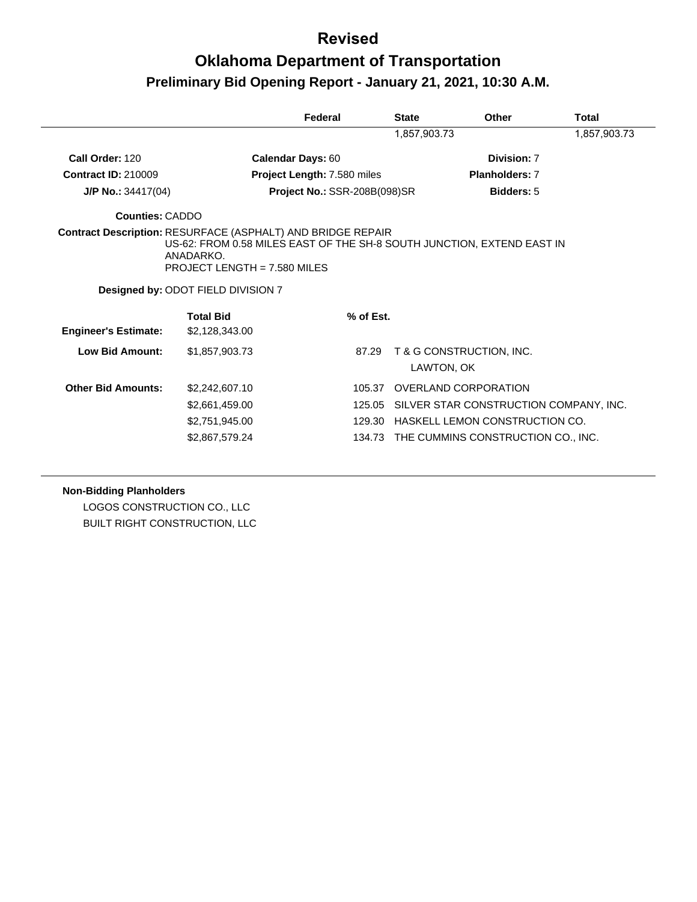# Revised

# Oklahoma Department of Transportation

## Preliminary Bid Opening Report - January 21, 2021, 10:30 A.M.

| Federal | State | Other | Total |
|---|---|---|---|
| | 1,857,903.73 | | 1,857,903.73 |

**Call Order:** 120 | **Calendar Days:** 60 | **Division:** 7

**Contract ID:** 210009 | **Project Length:** 7.580 miles | **Planholders:** 7

**J/P No.:** 34417(04) | **Project No.:** SSR-208B(098)SR | **Bidders:** 5

**Counties:** CADDO

**Contract Description:** RESURFACE (ASPHALT) AND BRIDGE REPAIR
US-62: FROM 0.58 MILES EAST OF THE SH-8 SOUTH JUNCTION, EXTEND EAST IN ANADARKO.
PROJECT LENGTH = 7.580 MILES

**Designed by:** ODOT FIELD DIVISION 7

| | Total Bid | % of Est. | |
|---|---|---|---|
| **Engineer's Estimate:** | $2,128,343.00 | | |
| **Low Bid Amount:** | $1,857,903.73 | 87.29 | T & G CONSTRUCTION, INC.<br>LAWTON, OK |
| **Other Bid Amounts:** | $2,242,607.10 | 105.37 | OVERLAND CORPORATION |
| | $2,661,459.00 | 125.05 | SILVER STAR CONSTRUCTION COMPANY, INC. |
| | $2,751,945.00 | 129.30 | HASKELL LEMON CONSTRUCTION CO. |
| | $2,867,579.24 | 134.73 | THE CUMMINS CONSTRUCTION CO., INC. |

**Non-Bidding Planholders**

LOGOS CONSTRUCTION CO., LLC
BUILT RIGHT CONSTRUCTION, LLC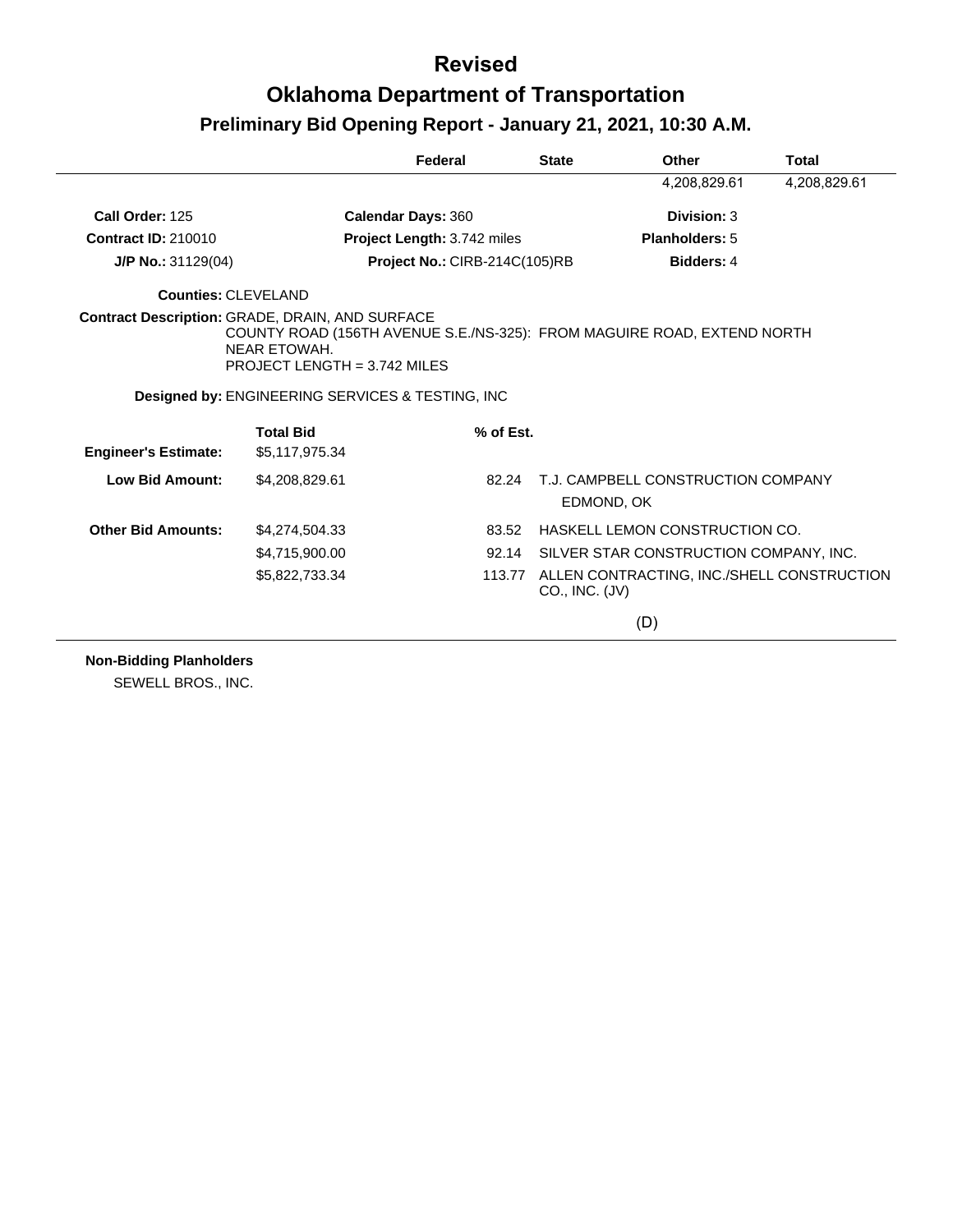# Revised

# Oklahoma Department of Transportation

## Preliminary Bid Opening Report - January 21, 2021, 10:30 A.M.

| Federal | State | Other | Total |
|---|---|---|---|
| | | 4,208,829.61 | 4,208,829.61 |

**Call Order:** 125  
**Calendar Days:** 360  
**Division:** 3

**Contract ID:** 210010  
**Project Length:** 3.742 miles  
**Planholders:** 5

**J/P No.:** 31129(04)  
**Project No.:** CIRB-214C(105)RB  
**Bidders:** 4

**Counties:** CLEVELAND

**Contract Description:** GRADE, DRAIN, AND SURFACE  
COUNTY ROAD (156TH AVENUE S.E./NS-325): FROM MAGUIRE ROAD, EXTEND NORTH NEAR ETOWAH.  
PROJECT LENGTH = 3.742 MILES

**Designed by:** ENGINEERING SERVICES & TESTING, INC

| | Total Bid | % of Est. | |
|---|---|---|---|
| **Engineer's Estimate:** | $5,117,975.34 | | |
| **Low Bid Amount:** | $4,208,829.61 | 82.24 | T.J. CAMPBELL CONSTRUCTION COMPANY EDMOND, OK |
| **Other Bid Amounts:** | $4,274,504.33 | 83.52 | HASKELL LEMON CONSTRUCTION CO. |
| | $4,715,900.00 | 92.14 | SILVER STAR CONSTRUCTION COMPANY, INC. |
| | $5,822,733.34 | 113.77 | ALLEN CONTRACTING, INC./SHELL CONSTRUCTION CO., INC. (JV) |

(D)

**Non-Bidding Planholders**

SEWELL BROS., INC.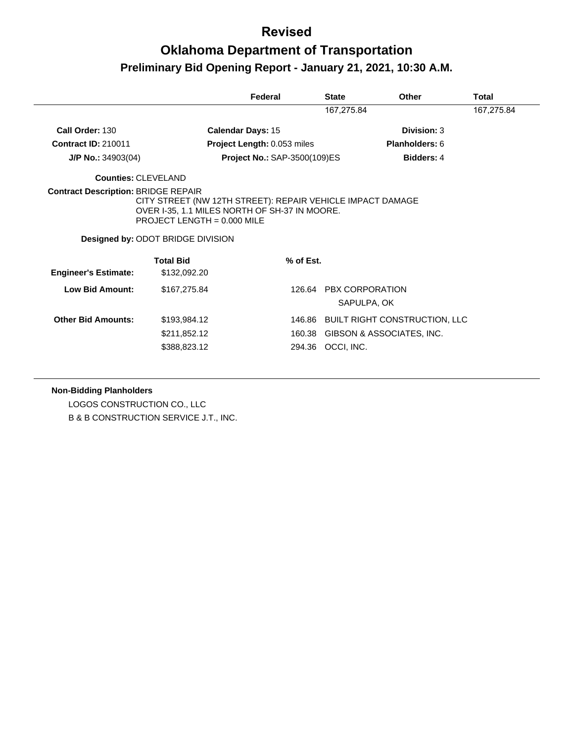# Revised

# Oklahoma Department of Transportation

## Preliminary Bid Opening Report - January 21, 2021, 10:30 A.M.

| Federal | State | Other | Total |
|---|---|---|---|
| | 167,275.84 | | 167,275.84 |

**Call Order:** 130 | **Calendar Days:** 15 | **Division:** 3

**Contract ID:** 210011 | **Project Length:** 0.053 miles | **Planholders:** 6

**J/P No.:** 34903(04) | **Project No.:** SAP-3500(109)ES | **Bidders:** 4

**Counties:** CLEVELAND

**Contract Description:** BRIDGE REPAIR
CITY STREET (NW 12TH STREET): REPAIR VEHICLE IMPACT DAMAGE OVER I-35, 1.1 MILES NORTH OF SH-37 IN MOORE.
PROJECT LENGTH = 0.000 MILE

**Designed by:** ODOT BRIDGE DIVISION

| | Total Bid | % of Est. | |
|---|---|---|---|
| **Engineer's Estimate:** | $132,092.20 | | |
| **Low Bid Amount:** | $167,275.84 | 126.64 | PBX CORPORATION<br>SAPULPA, OK |
| **Other Bid Amounts:** | $193,984.12 | 146.86 | BUILT RIGHT CONSTRUCTION, LLC |
| | $211,852.12 | 160.38 | GIBSON & ASSOCIATES, INC. |
| | $388,823.12 | 294.36 | OCCI, INC. |

**Non-Bidding Planholders**

LOGOS CONSTRUCTION CO., LLC

B & B CONSTRUCTION SERVICE J.T., INC.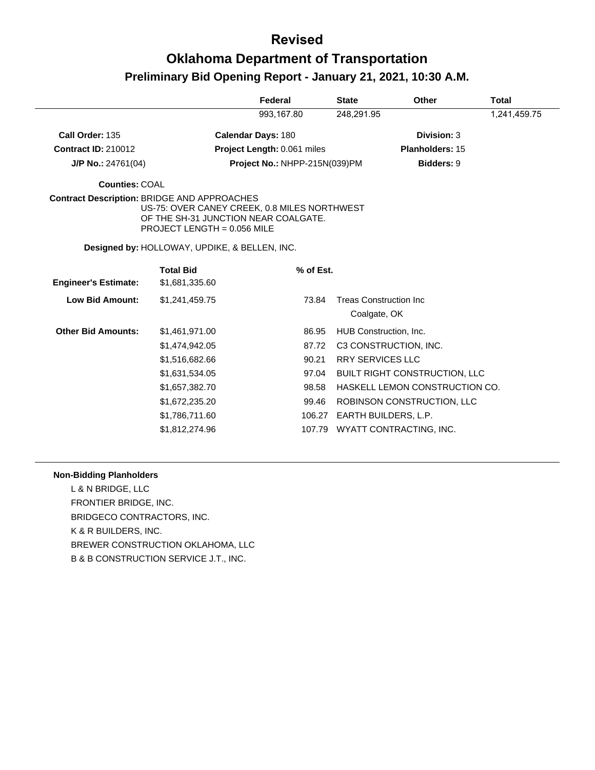# Revised

# Oklahoma Department of Transportation

## Preliminary Bid Opening Report - January 21, 2021, 10:30 A.M.

| | Federal | State | Other | Total |
|---|---|---|---|---|
| | 993,167.80 | 248,291.95 | | 1,241,459.75 |

**Call Order:** 135 **Calendar Days:** 180 **Division:** 3

**Contract ID:** 210012 **Project Length:** 0.061 miles **Planholders:** 15

**J/P No.:** 24761(04) **Project No.:** NHPP-215N(039)PM **Bidders:** 9

**Counties:** COAL

**Contract Description:** BRIDGE AND APPROACHES
US-75: OVER CANEY CREEK, 0.8 MILES NORTHWEST OF THE SH-31 JUNCTION NEAR COALGATE.
PROJECT LENGTH = 0.056 MILE

**Designed by:** HOLLOWAY, UPDIKE, & BELLEN, INC.

| | Total Bid | % of Est. | |
|---|---|---|---|
| **Engineer's Estimate:** | $1,681,335.60 | | |
| **Low Bid Amount:** | $1,241,459.75 | 73.84 | Treas Construction Inc<br>Coalgate, OK |
| **Other Bid Amounts:** | $1,461,971.00 | 86.95 | HUB Construction, Inc. |
| | $1,474,942.05 | 87.72 | C3 CONSTRUCTION, INC. |
| | $1,516,682.66 | 90.21 | RRY SERVICES LLC |
| | $1,631,534.05 | 97.04 | BUILT RIGHT CONSTRUCTION, LLC |
| | $1,657,382.70 | 98.58 | HASKELL LEMON CONSTRUCTION CO. |
| | $1,672,235.20 | 99.46 | ROBINSON CONSTRUCTION, LLC |
| | $1,786,711.60 | 106.27 | EARTH BUILDERS, L.P. |
| | $1,812,274.96 | 107.79 | WYATT CONTRACTING, INC. |

**Non-Bidding Planholders**

L & N BRIDGE, LLC
FRONTIER BRIDGE, INC.
BRIDGECO CONTRACTORS, INC.
K & R BUILDERS, INC.
BREWER CONSTRUCTION OKLAHOMA, LLC
B & B CONSTRUCTION SERVICE J.T., INC.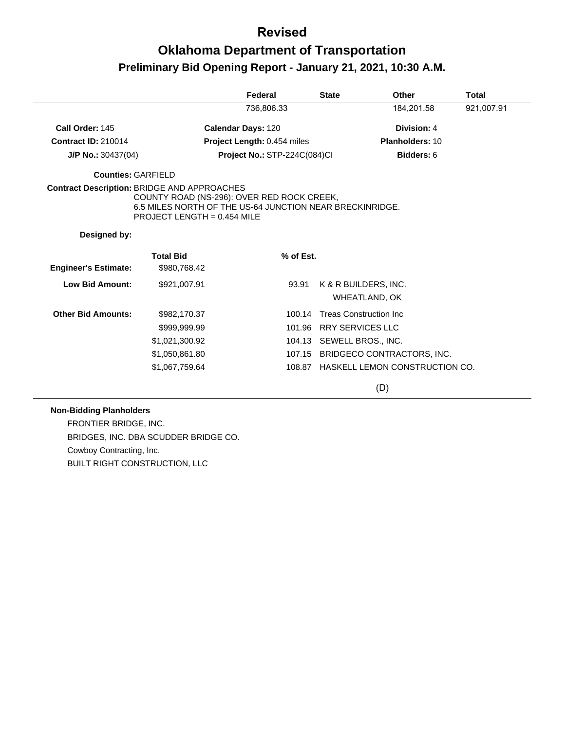# Revised

# Oklahoma Department of Transportation

## Preliminary Bid Opening Report - January 21, 2021, 10:30 A.M.

| Federal | State | Other | Total |
|---|---|---|---|
| 736,806.33 | | 184,201.58 | 921,007.91 |

| | | |
|---|---|---|
| **Call Order:** 145 | **Calendar Days:** 120 | **Division:** 4 |
| **Contract ID:** 210014 | **Project Length:** 0.454 miles | **Planholders:** 10 |
| **J/P No.:** 30437(04) | **Project No.:** STP-224C(084)CI | **Bidders:** 6 |

**Counties:** GARFIELD

**Contract Description:** BRIDGE AND APPROACHES
COUNTY ROAD (NS-296): OVER RED ROCK CREEK,
6.5 MILES NORTH OF THE US-64 JUNCTION NEAR BRECKINRIDGE.
PROJECT LENGTH = 0.454 MILE

**Designed by:**

| | Total Bid | % of Est. | |
|---|---|---|---|
| **Engineer's Estimate:** | $980,768.42 | | |
| **Low Bid Amount:** | $921,007.91 | 93.91 | K & R BUILDERS, INC.<br>WHEATLAND, OK |
| **Other Bid Amounts:** | $982,170.37 | 100.14 | Treas Construction Inc |
| | $999,999.99 | 101.96 | RRY SERVICES LLC |
| | $1,021,300.92 | 104.13 | SEWELL BROS., INC. |
| | $1,050,861.80 | 107.15 | BRIDGECO CONTRACTORS, INC. |
| | $1,067,759.64 | 108.87 | HASKELL LEMON CONSTRUCTION CO. |

(D)

**Non-Bidding Planholders**

FRONTIER BRIDGE, INC.
BRIDGES, INC. DBA SCUDDER BRIDGE CO.
Cowboy Contracting, Inc.
BUILT RIGHT CONSTRUCTION, LLC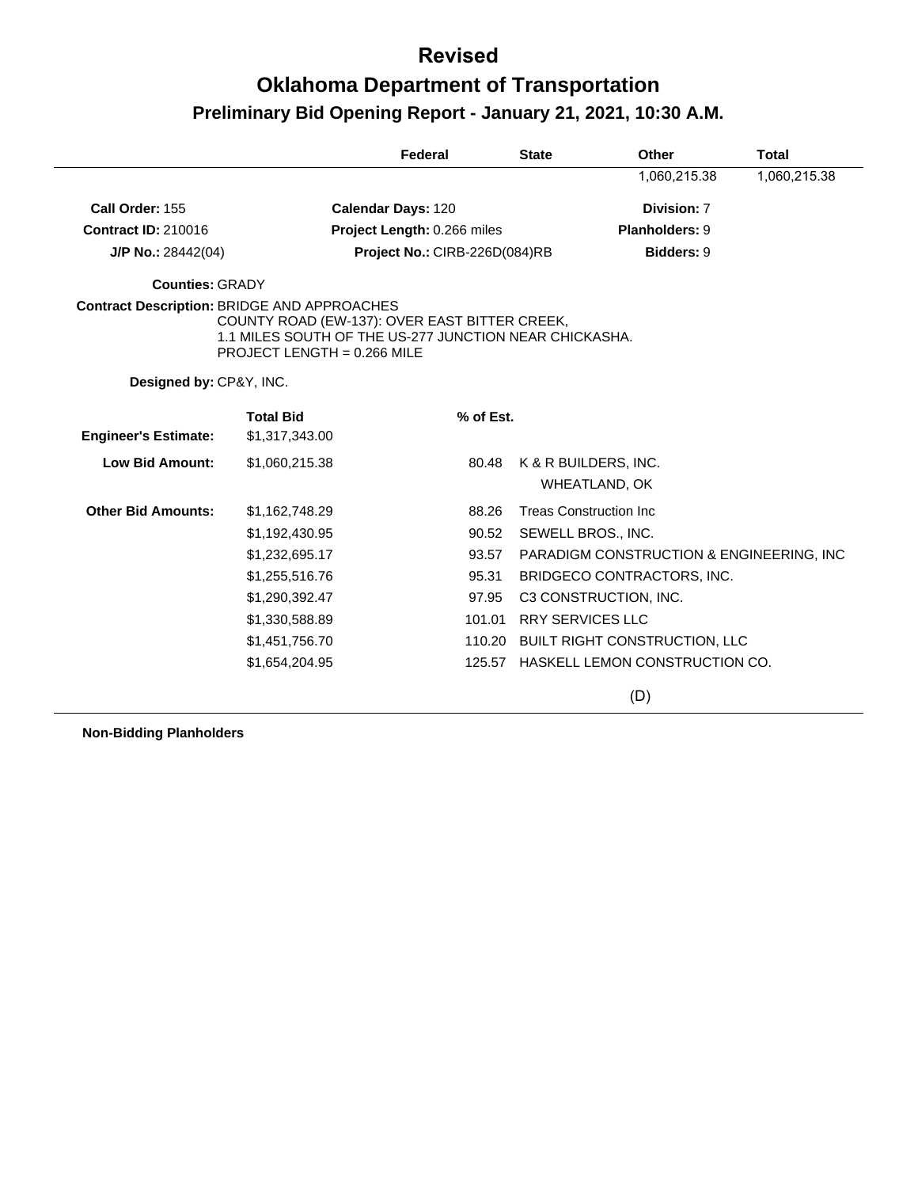# Revised

# Oklahoma Department of Transportation

## Preliminary Bid Opening Report - January 21, 2021, 10:30 A.M.

| | Federal | State | Other | Total |
|---|---|---|---|---|
| | | | 1,060,215.38 | 1,060,215.38 |

**Call Order:** 155 | **Calendar Days:** 120 | **Division:** 7

**Contract ID:** 210016 | **Project Length:** 0.266 miles | **Planholders:** 9

**J/P No.:** 28442(04) | **Project No.:** CIRB-226D(084)RB | **Bidders:** 9

**Counties:** GRADY

**Contract Description:** BRIDGE AND APPROACHES
COUNTY ROAD (EW-137): OVER EAST BITTER CREEK,
1.1 MILES SOUTH OF THE US-277 JUNCTION NEAR CHICKASHA.
PROJECT LENGTH = 0.266 MILE

**Designed by:** CP&Y, INC.

| | Total Bid | % of Est. | |
|---|---|---|---|
| **Engineer's Estimate:** | $1,317,343.00 | | |
| **Low Bid Amount:** | $1,060,215.38 | 80.48 | K & R BUILDERS, INC.<br>WHEATLAND, OK |
| **Other Bid Amounts:** | $1,162,748.29 | 88.26 | Treas Construction Inc |
| | $1,192,430.95 | 90.52 | SEWELL BROS., INC. |
| | $1,232,695.17 | 93.57 | PARADIGM CONSTRUCTION & ENGINEERING, INC |
| | $1,255,516.76 | 95.31 | BRIDGECO CONTRACTORS, INC. |
| | $1,290,392.47 | 97.95 | C3 CONSTRUCTION, INC. |
| | $1,330,588.89 | 101.01 | RRY SERVICES LLC |
| | $1,451,756.70 | 110.20 | BUILT RIGHT CONSTRUCTION, LLC |
| | $1,654,204.95 | 125.57 | HASKELL LEMON CONSTRUCTION CO. |

(D)

**Non-Bidding Planholders**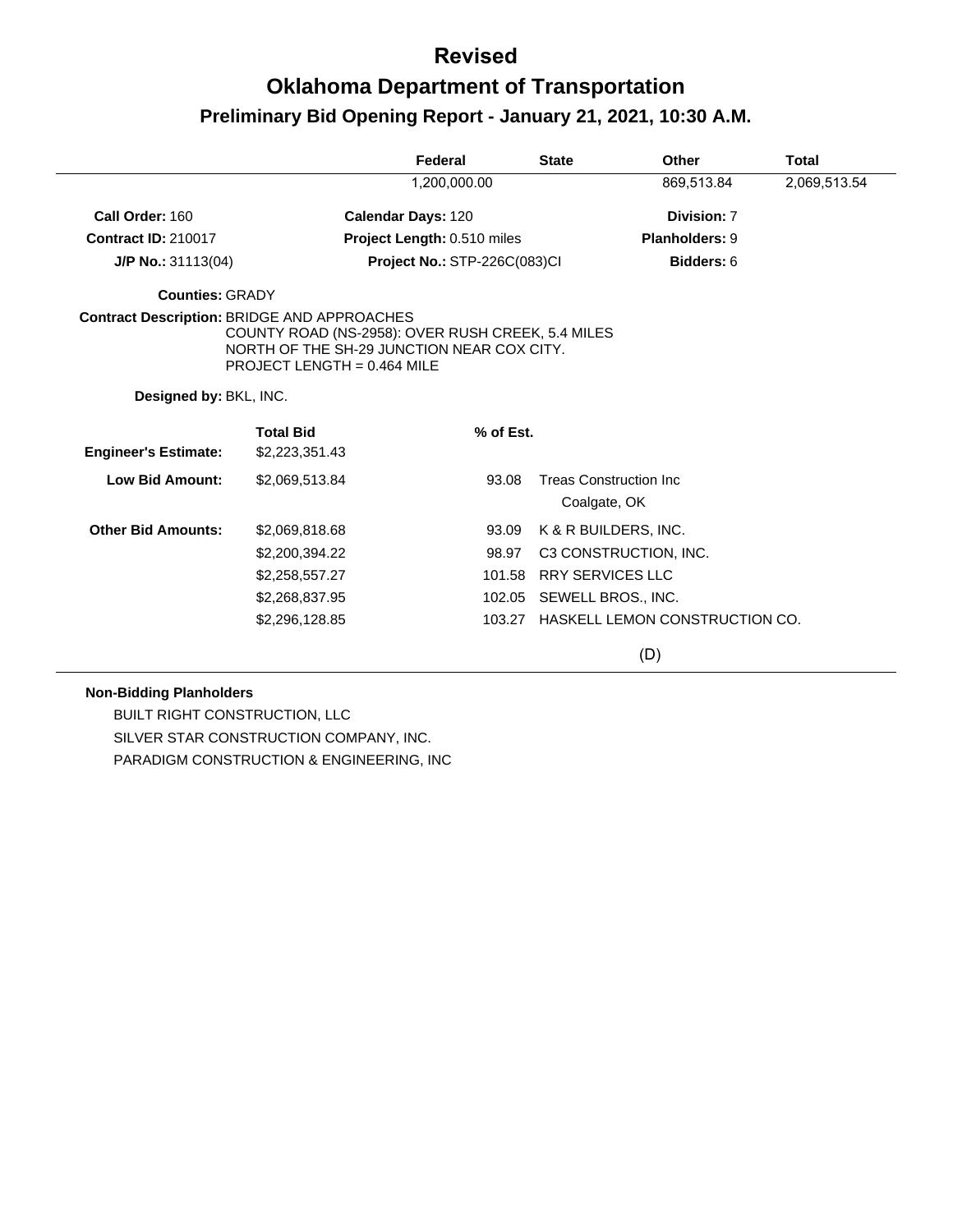# Revised

# Oklahoma Department of Transportation

## Preliminary Bid Opening Report - January 21, 2021, 10:30 A.M.

| Federal | State | Other | Total |
|---|---|---|---|
| 1,200,000.00 | | 869,513.84 | 2,069,513.54 |

**Call Order:** 160 **Calendar Days:** 120 **Division:** 7

**Contract ID:** 210017 **Project Length:** 0.510 miles **Planholders:** 9

**J/P No.:** 31113(04) **Project No.:** STP-226C(083)CI **Bidders:** 6

**Counties:** GRADY

**Contract Description:** BRIDGE AND APPROACHES
COUNTY ROAD (NS-2958): OVER RUSH CREEK, 5.4 MILES NORTH OF THE SH-29 JUNCTION NEAR COX CITY.
PROJECT LENGTH = 0.464 MILE

**Designed by:** BKL, INC.

| | Total Bid | % of Est. | |
|---|---|---|---|
| **Engineer's Estimate:** | $2,223,351.43 | | |
| **Low Bid Amount:** | $2,069,513.84 | 93.08 | Treas Construction Inc<br>Coalgate, OK |
| **Other Bid Amounts:** | $2,069,818.68 | 93.09 | K & R BUILDERS, INC. |
| | $2,200,394.22 | 98.97 | C3 CONSTRUCTION, INC. |
| | $2,258,557.27 | 101.58 | RRY SERVICES LLC |
| | $2,268,837.95 | 102.05 | SEWELL BROS., INC. |
| | $2,296,128.85 | 103.27 | HASKELL LEMON CONSTRUCTION CO. |

(D)

**Non-Bidding Planholders**

BUILT RIGHT CONSTRUCTION, LLC
SILVER STAR CONSTRUCTION COMPANY, INC.
PARADIGM CONSTRUCTION & ENGINEERING, INC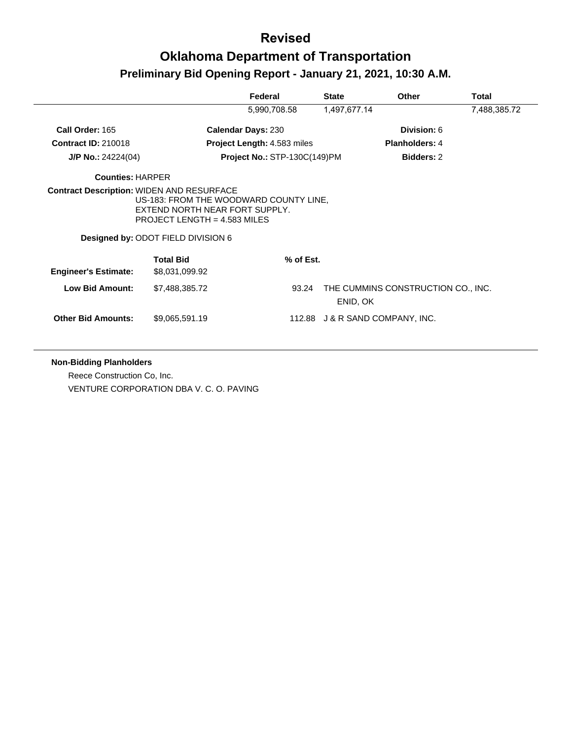# Revised

# Oklahoma Department of Transportation

## Preliminary Bid Opening Report - January 21, 2021, 10:30 A.M.

| Federal | State | Other | Total |
|---|---|---|---|
| 5,990,708.58 | 1,497,677.14 | | 7,488,385.72 |

**Call Order:** 165 **Calendar Days:** 230 **Division:** 6

**Contract ID:** 210018 **Project Length:** 4.583 miles **Planholders:** 4

**J/P No.:** 24224(04) **Project No.:** STP-130C(149)PM **Bidders:** 2

**Counties:** HARPER

**Contract Description:** WIDEN AND RESURFACE
US-183: FROM THE WOODWARD COUNTY LINE, EXTEND NORTH NEAR FORT SUPPLY.
PROJECT LENGTH = 4.583 MILES

**Designed by:** ODOT FIELD DIVISION 6

| | Total Bid | % of Est. | |
|---|---|---|---|
| **Engineer's Estimate:** | $8,031,099.92 | | |
| **Low Bid Amount:** | $7,488,385.72 | 93.24 | THE CUMMINS CONSTRUCTION CO., INC. ENID, OK |
| **Other Bid Amounts:** | $9,065,591.19 | 112.88 | J & R SAND COMPANY, INC. |

**Non-Bidding Planholders**

Reece Construction Co, Inc.

VENTURE CORPORATION DBA V. C. O. PAVING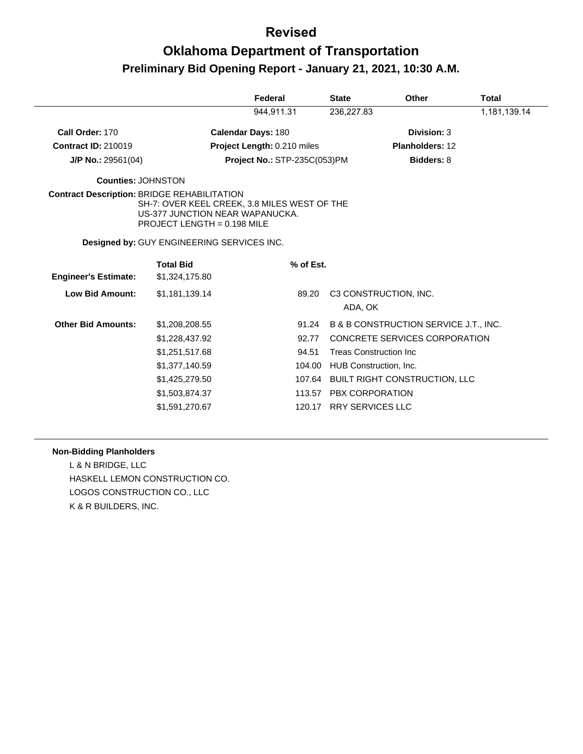# Revised

# Oklahoma Department of Transportation

## Preliminary Bid Opening Report - January 21, 2021, 10:30 A.M.

| Federal | State | Other | Total |
|---|---|---|---|
| 944,911.31 | 236,227.83 | | 1,181,139.14 |

**Call Order:** 170 | **Calendar Days:** 180 | **Division:** 3

**Contract ID:** 210019 | **Project Length:** 0.210 miles | **Planholders:** 12

**J/P No.:** 29561(04) | **Project No.:** STP-235C(053)PM | **Bidders:** 8

**Counties:** JOHNSTON

**Contract Description:** BRIDGE REHABILITATION
SH-7: OVER KEEL CREEK, 3.8 MILES WEST OF THE US-377 JUNCTION NEAR WAPANUCKA.
PROJECT LENGTH = 0.198 MILE

**Designed by:** GUY ENGINEERING SERVICES INC.

| | Total Bid | % of Est. | |
|---|---|---|---|
| **Engineer's Estimate:** | $1,324,175.80 | | |
| **Low Bid Amount:** | $1,181,139.14 | 89.20 | C3 CONSTRUCTION, INC.<br>ADA, OK |
| **Other Bid Amounts:** | $1,208,208.55 | 91.24 | B & B CONSTRUCTION SERVICE J.T., INC. |
| | $1,228,437.92 | 92.77 | CONCRETE SERVICES CORPORATION |
| | $1,251,517.68 | 94.51 | Treas Construction Inc |
| | $1,377,140.59 | 104.00 | HUB Construction, Inc. |
| | $1,425,279.50 | 107.64 | BUILT RIGHT CONSTRUCTION, LLC |
| | $1,503,874.37 | 113.57 | PBX CORPORATION |
| | $1,591,270.67 | 120.17 | RRY SERVICES LLC |

**Non-Bidding Planholders**

L & N BRIDGE, LLC
HASKELL LEMON CONSTRUCTION CO.
LOGOS CONSTRUCTION CO., LLC
K & R BUILDERS, INC.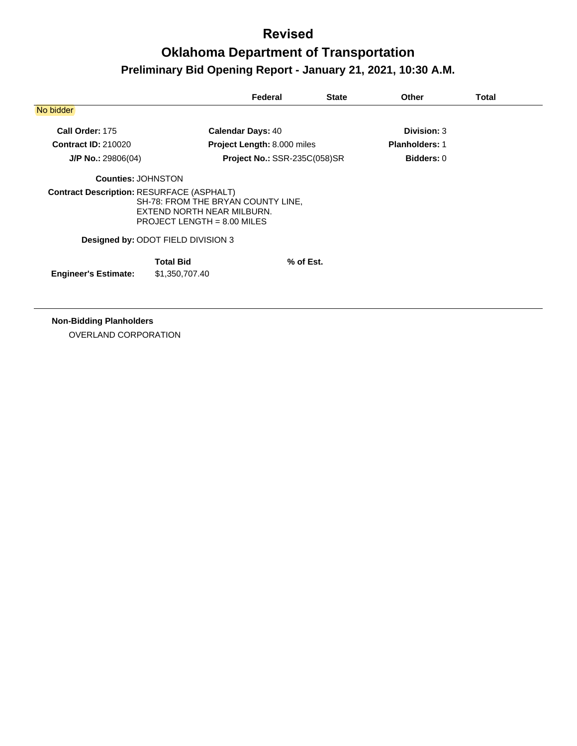# Revised

# Oklahoma Department of Transportation

## Preliminary Bid Opening Report - January 21, 2021, 10:30 A.M.

| | Federal | State | Other | Total |
|---|---|---|---|---|

No bidder

**Call Order:** 175 **Calendar Days:** 40 **Division:** 3

**Contract ID:** 210020 **Project Length:** 8.000 miles **Planholders:** 1

**J/P No.:** 29806(04) **Project No.:** SSR-235C(058)SR **Bidders:** 0

**Counties:** JOHNSTON

**Contract Description:** RESURFACE (ASPHALT)
SH-78: FROM THE BRYAN COUNTY LINE,
EXTEND NORTH NEAR MILBURN.
PROJECT LENGTH = 8.00 MILES

**Designed by:** ODOT FIELD DIVISION 3

| | Total Bid | % of Est. |
|---|---|---|
| **Engineer's Estimate:** | $1,350,707.40 | |

**Non-Bidding Planholders**

OVERLAND CORPORATION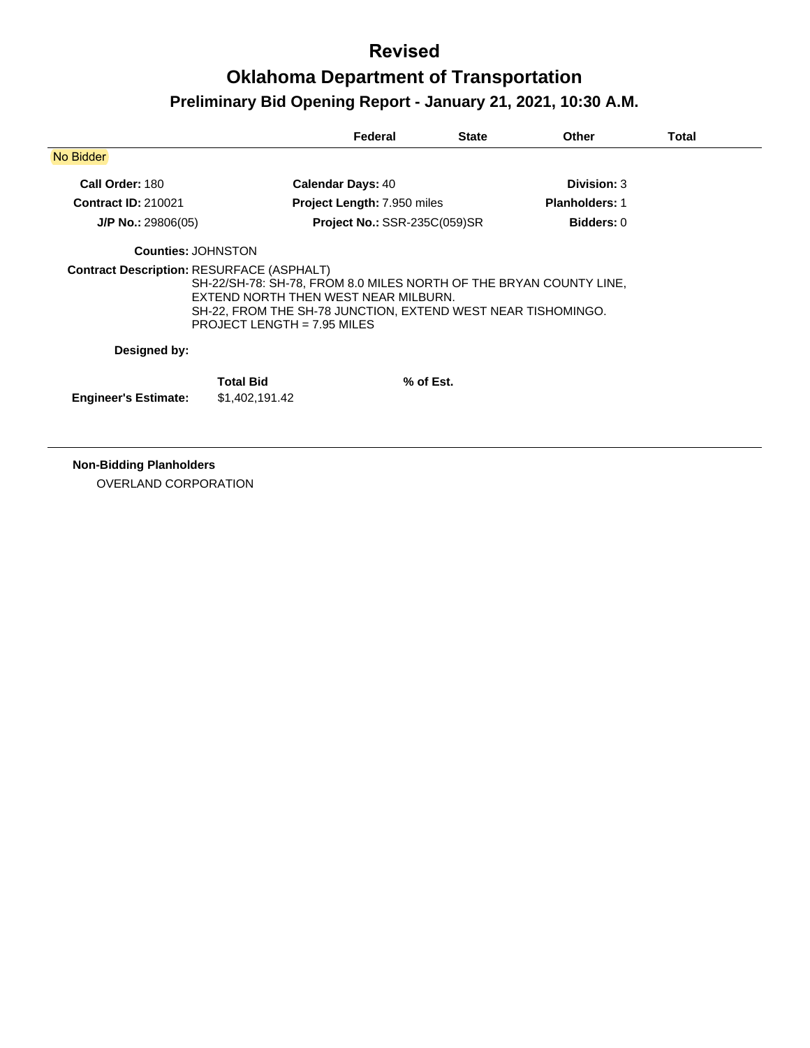# Revised
# Oklahoma Department of Transportation
## Preliminary Bid Opening Report - January 21, 2021, 10:30 A.M.

| | Federal | State | Other | Total |
|---|---|---|---|---|

No Bidder

**Call Order:** 180 | **Calendar Days:** 40 | **Division:** 3

**Contract ID:** 210021 | **Project Length:** 7.950 miles | **Planholders:** 1

**J/P No.:** 29806(05) | **Project No.:** SSR-235C(059)SR | **Bidders:** 0

**Counties:** JOHNSTON

**Contract Description:** RESURFACE (ASPHALT)
SH-22/SH-78: SH-78, FROM 8.0 MILES NORTH OF THE BRYAN COUNTY LINE, EXTEND NORTH THEN WEST NEAR MILBURN.
SH-22, FROM THE SH-78 JUNCTION, EXTEND WEST NEAR TISHOMINGO.
PROJECT LENGTH = 7.95 MILES

**Designed by:**

| | Total Bid | % of Est. |
|---|---|---|
| **Engineer's Estimate:** | $1,402,191.42 | |

**Non-Bidding Planholders**

OVERLAND CORPORATION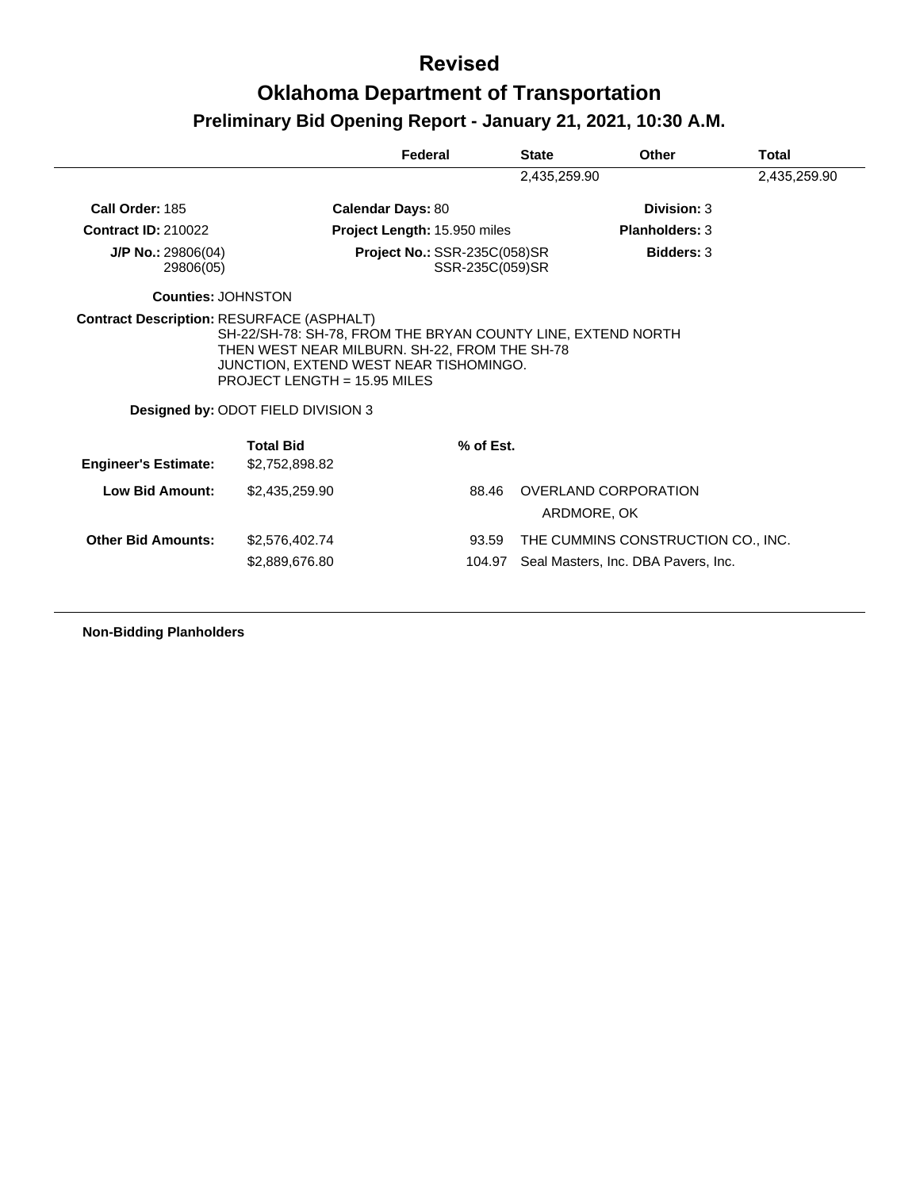# Revised

# Oklahoma Department of Transportation

## Preliminary Bid Opening Report - January 21, 2021, 10:30 A.M.

| | Federal | State | Other | Total |
|---|---|---|---|---|
| | | 2,435,259.90 | | 2,435,259.90 |

**Call Order:** 185
**Calendar Days:** 80
**Division:** 3

**Contract ID:** 210022
**Project Length:** 15.950 miles
**Planholders:** 3

**J/P No.:** 29806(04)
29806(05)
**Project No.:** SSR-235C(058)SR
SSR-235C(059)SR
**Bidders:** 3

**Counties:** JOHNSTON

**Contract Description:** RESURFACE (ASPHALT)
SH-22/SH-78: SH-78, FROM THE BRYAN COUNTY LINE, EXTEND NORTH THEN WEST NEAR MILBURN. SH-22, FROM THE SH-78 JUNCTION, EXTEND WEST NEAR TISHOMINGO.
PROJECT LENGTH = 15.95 MILES

**Designed by:** ODOT FIELD DIVISION 3

| | Total Bid | % of Est. | |
|---|---|---|---|
| **Engineer's Estimate:** | $2,752,898.82 | | |
| **Low Bid Amount:** | $2,435,259.90 | 88.46 | OVERLAND CORPORATION<br>ARDMORE, OK |
| **Other Bid Amounts:** | $2,576,402.74 | 93.59 | THE CUMMINS CONSTRUCTION CO., INC. |
| | $2,889,676.80 | 104.97 | Seal Masters, Inc. DBA Pavers, Inc. |

**Non-Bidding Planholders**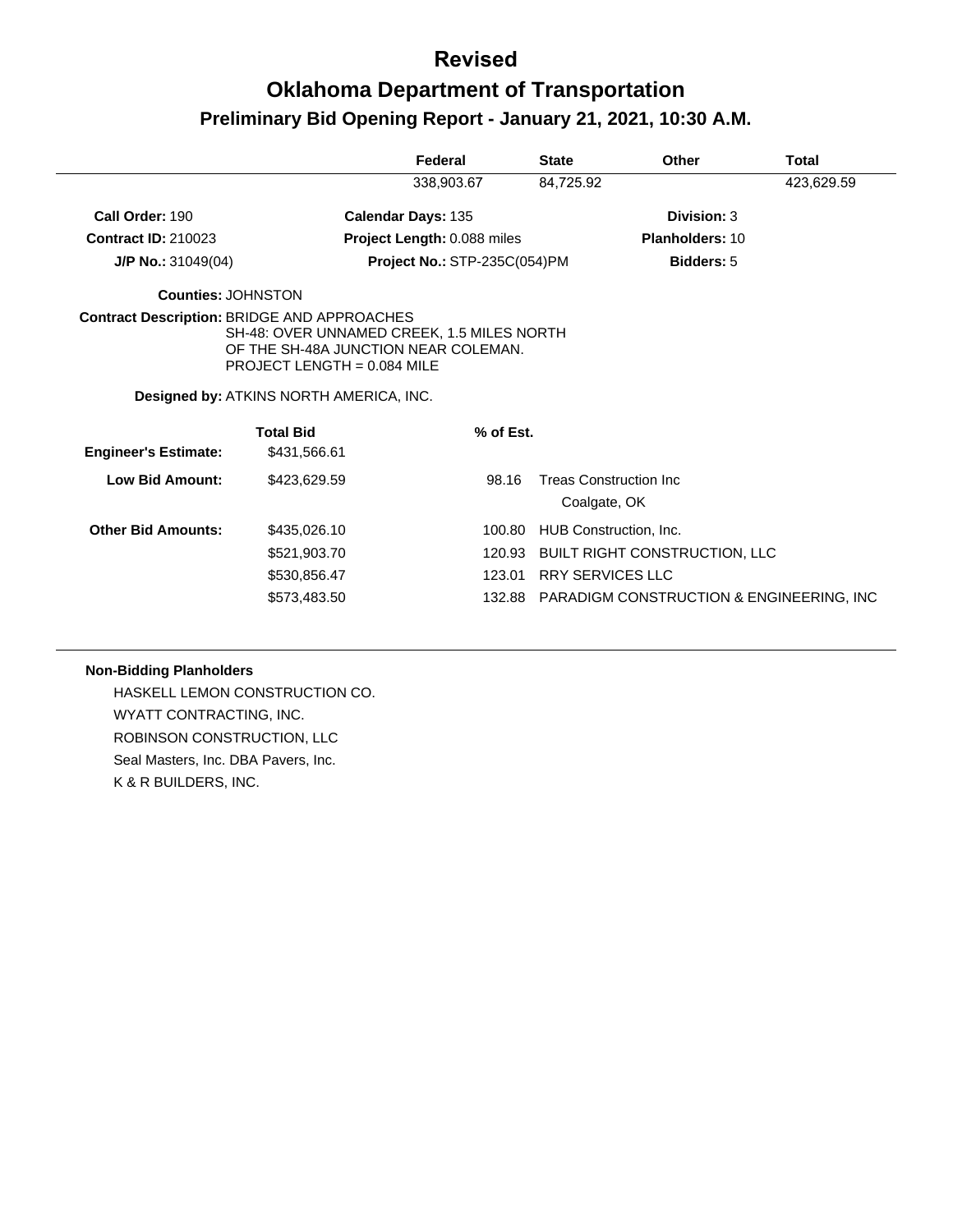# Revised

# Oklahoma Department of Transportation

## Preliminary Bid Opening Report - January 21, 2021, 10:30 A.M.

| Federal | State | Other | Total |
|---|---|---|---|
| 338,903.67 | 84,725.92 | | 423,629.59 |

**Call Order:** 190 | **Calendar Days:** 135 | **Division:** 3

**Contract ID:** 210023 | **Project Length:** 0.088 miles | **Planholders:** 10

**J/P No.:** 31049(04) | **Project No.:** STP-235C(054)PM | **Bidders:** 5

**Counties:** JOHNSTON

**Contract Description:** BRIDGE AND APPROACHES
SH-48: OVER UNNAMED CREEK, 1.5 MILES NORTH OF THE SH-48A JUNCTION NEAR COLEMAN.
PROJECT LENGTH = 0.084 MILE

**Designed by:** ATKINS NORTH AMERICA, INC.

| | Total Bid | % of Est. | |
|---|---|---|---|
| **Engineer's Estimate:** | $431,566.61 | | |
| **Low Bid Amount:** | $423,629.59 | 98.16 | Treas Construction Inc<br>Coalgate, OK |
| **Other Bid Amounts:** | $435,026.10 | 100.80 | HUB Construction, Inc. |
| | $521,903.70 | 120.93 | BUILT RIGHT CONSTRUCTION, LLC |
| | $530,856.47 | 123.01 | RRY SERVICES LLC |
| | $573,483.50 | 132.88 | PARADIGM CONSTRUCTION & ENGINEERING, INC |

**Non-Bidding Planholders**

HASKELL LEMON CONSTRUCTION CO.
WYATT CONTRACTING, INC.
ROBINSON CONSTRUCTION, LLC
Seal Masters, Inc. DBA Pavers, Inc.
K & R BUILDERS, INC.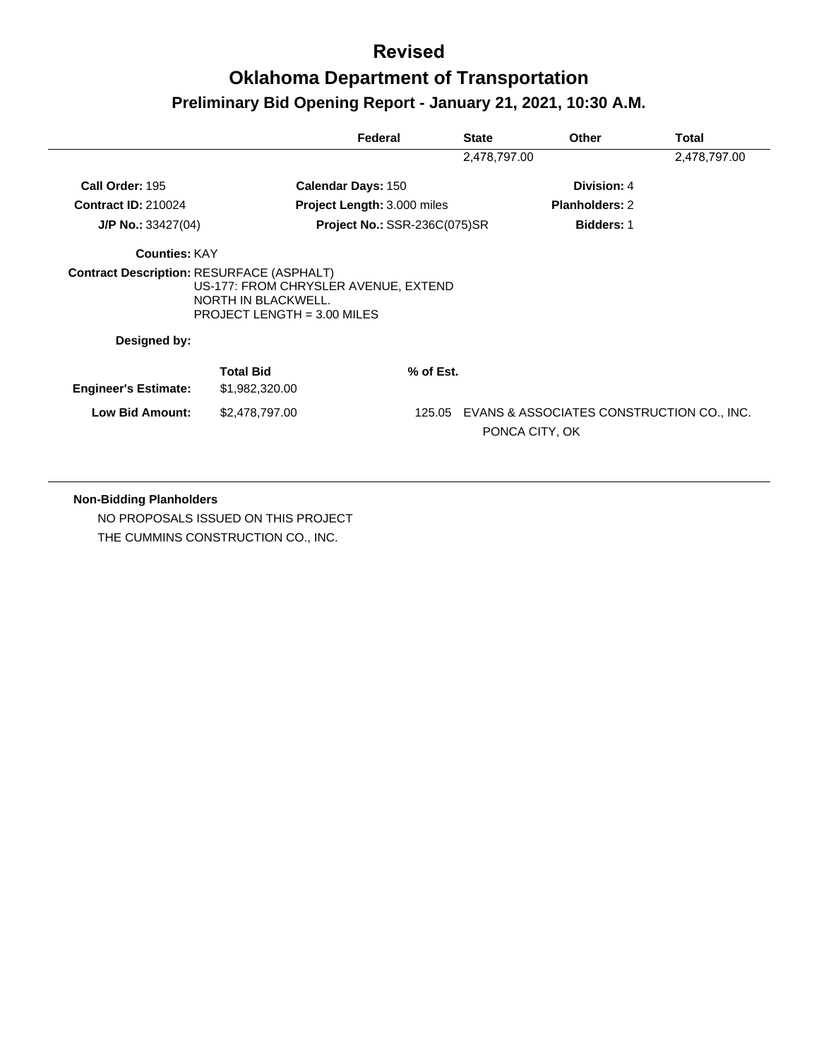# Revised

# Oklahoma Department of Transportation

## Preliminary Bid Opening Report - January 21, 2021, 10:30 A.M.

| Federal | State | Other | Total |
|---|---|---|---|
| | 2,478,797.00 | | 2,478,797.00 |

**Call Order:** 195 **Calendar Days:** 150 **Division:** 4

**Contract ID:** 210024 **Project Length:** 3.000 miles **Planholders:** 2

**J/P No.:** 33427(04) **Project No.:** SSR-236C(075)SR **Bidders:** 1

**Counties:** KAY

**Contract Description:** RESURFACE (ASPHALT)
US-177: FROM CHRYSLER AVENUE, EXTEND NORTH IN BLACKWELL.
PROJECT LENGTH = 3.00 MILES

**Designed by:**

| | Total Bid | % of Est. | |
|---|---|---|---|
| **Engineer's Estimate:** | $1,982,320.00 | | |
| **Low Bid Amount:** | $2,478,797.00 | 125.05 | EVANS & ASSOCIATES CONSTRUCTION CO., INC.<br>PONCA CITY, OK |

**Non-Bidding Planholders**

NO PROPOSALS ISSUED ON THIS PROJECT

THE CUMMINS CONSTRUCTION CO., INC.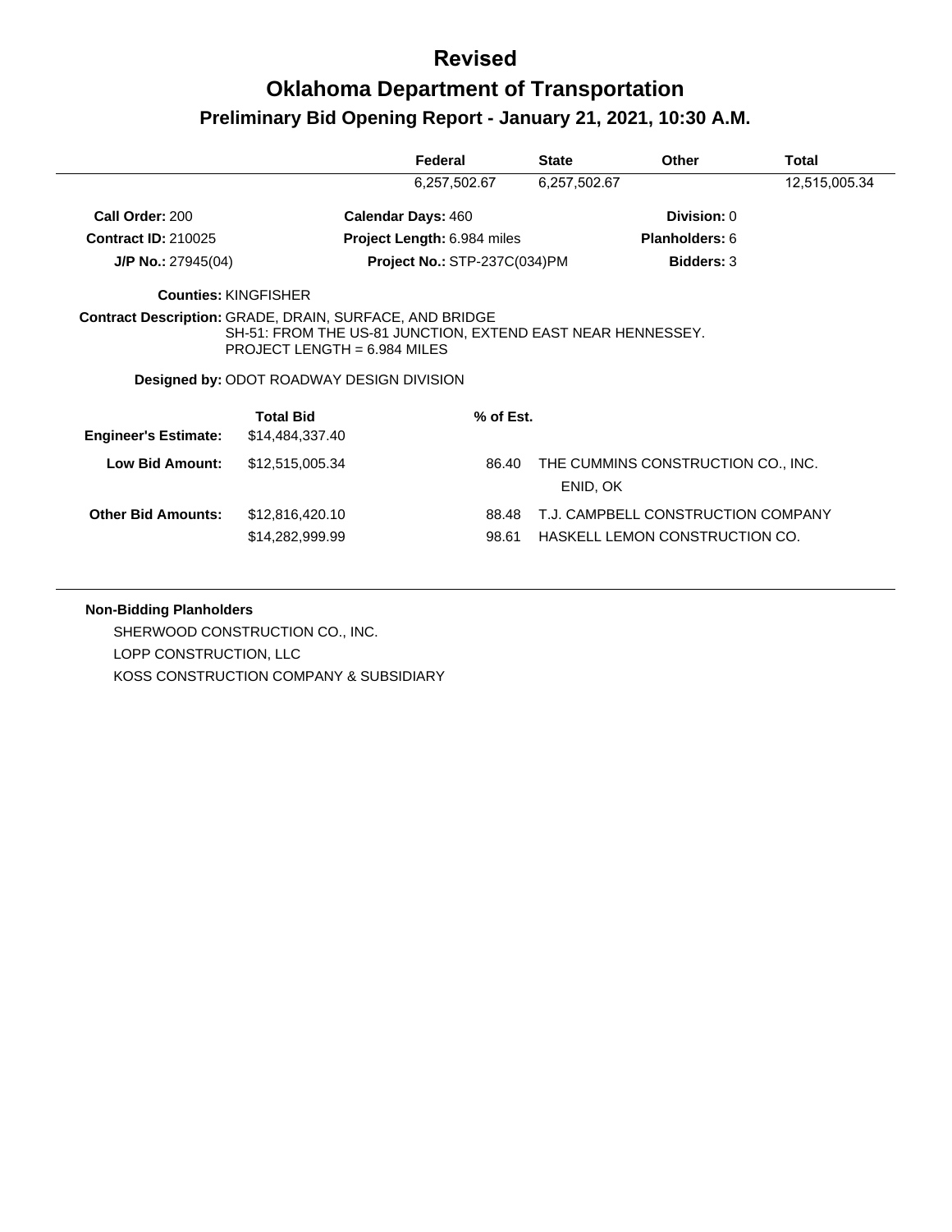# Revised

# Oklahoma Department of Transportation

## Preliminary Bid Opening Report - January 21, 2021, 10:30 A.M.

| | Federal | State | Other | Total |
|---|---|---|---|---|
| | 6,257,502.67 | 6,257,502.67 | | 12,515,005.34 |

**Call Order:** 200  
**Calendar Days:** 460  
**Division:** 0

**Contract ID:** 210025  
**Project Length:** 6.984 miles  
**Planholders:** 6

**J/P No.:** 27945(04)  
**Project No.:** STP-237C(034)PM  
**Bidders:** 3

**Counties:** KINGFISHER

**Contract Description:** GRADE, DRAIN, SURFACE, AND BRIDGE  
SH-51: FROM THE US-81 JUNCTION, EXTEND EAST NEAR HENNESSEY.  
PROJECT LENGTH = 6.984 MILES

**Designed by:** ODOT ROADWAY DESIGN DIVISION

| | Total Bid | % of Est. | |
|---|---|---|---|
| **Engineer's Estimate:** | $14,484,337.40 | | |
| **Low Bid Amount:** | $12,515,005.34 | 86.40 | THE CUMMINS CONSTRUCTION CO., INC. ENID, OK |
| **Other Bid Amounts:** | $12,816,420.10 | 88.48 | T.J. CAMPBELL CONSTRUCTION COMPANY |
| | $14,282,999.99 | 98.61 | HASKELL LEMON CONSTRUCTION CO. |

**Non-Bidding Planholders**

SHERWOOD CONSTRUCTION CO., INC.  
LOPP CONSTRUCTION, LLC  
KOSS CONSTRUCTION COMPANY & SUBSIDIARY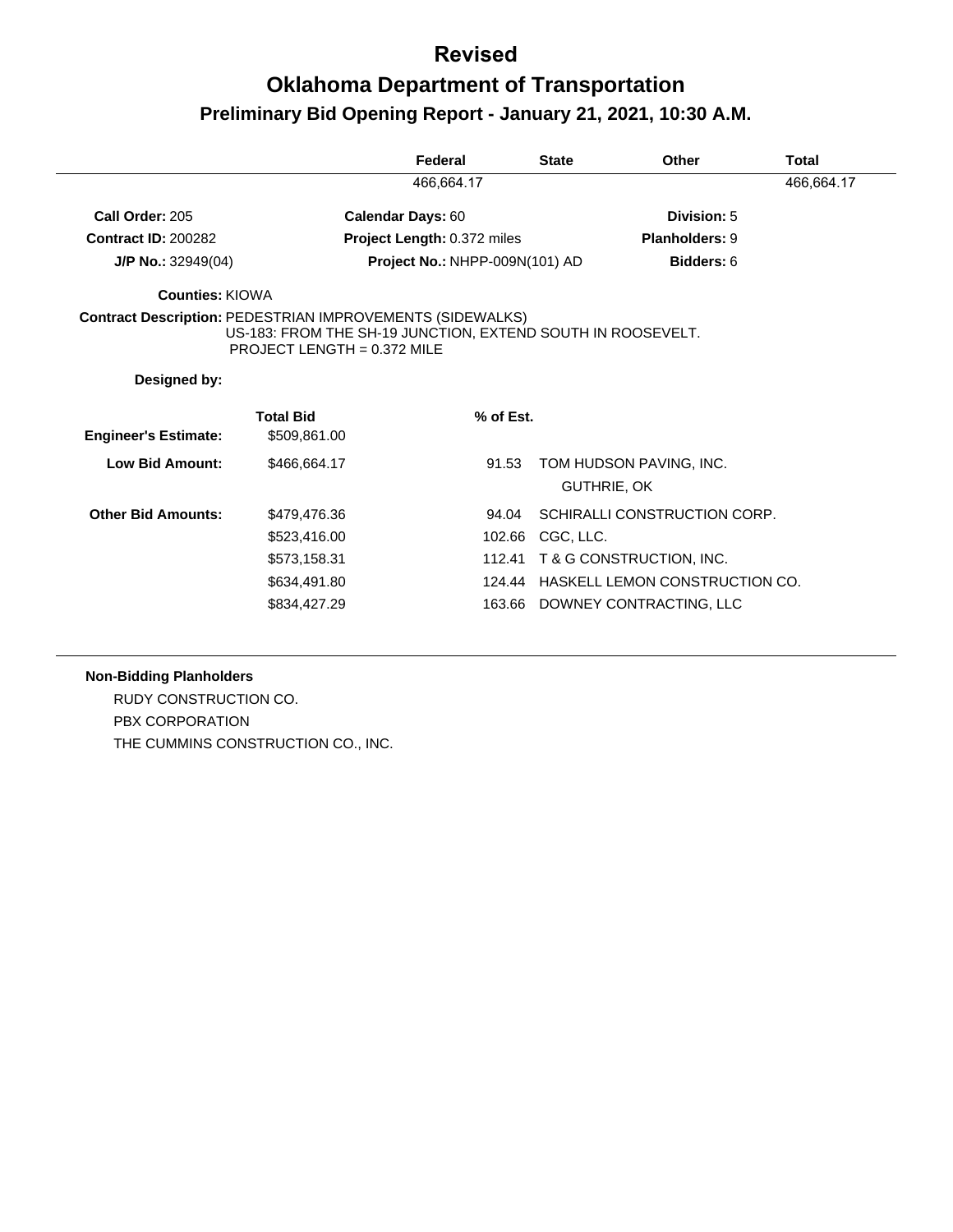# Revised

# Oklahoma Department of Transportation

## Preliminary Bid Opening Report - January 21, 2021, 10:30 A.M.

| Federal | State | Other | Total |
|---|---|---|---|
| 466,664.17 | | | 466,664.17 |

**Call Order:** 205  **Calendar Days:** 60  **Division:** 5

**Contract ID:** 200282  **Project Length:** 0.372 miles  **Planholders:** 9

**J/P No.:** 32949(04)  **Project No.:** NHPP-009N(101) AD  **Bidders:** 6

**Counties:** KIOWA

**Contract Description:** PEDESTRIAN IMPROVEMENTS (SIDEWALKS)
US-183: FROM THE SH-19 JUNCTION, EXTEND SOUTH IN ROOSEVELT.
PROJECT LENGTH = 0.372 MILE

**Designed by:**

| | Total Bid | % of Est. | |
|---|---|---|---|
| **Engineer's Estimate:** | $509,861.00 | | |
| **Low Bid Amount:** | $466,664.17 | 91.53 | TOM HUDSON PAVING, INC. GUTHRIE, OK |
| **Other Bid Amounts:** | $479,476.36 | 94.04 | SCHIRALLI CONSTRUCTION CORP. |
| | $523,416.00 | 102.66 | CGC, LLC. |
| | $573,158.31 | 112.41 | T & G CONSTRUCTION, INC. |
| | $634,491.80 | 124.44 | HASKELL LEMON CONSTRUCTION CO. |
| | $834,427.29 | 163.66 | DOWNEY CONTRACTING, LLC |

**Non-Bidding Planholders**

RUDY CONSTRUCTION CO.
PBX CORPORATION
THE CUMMINS CONSTRUCTION CO., INC.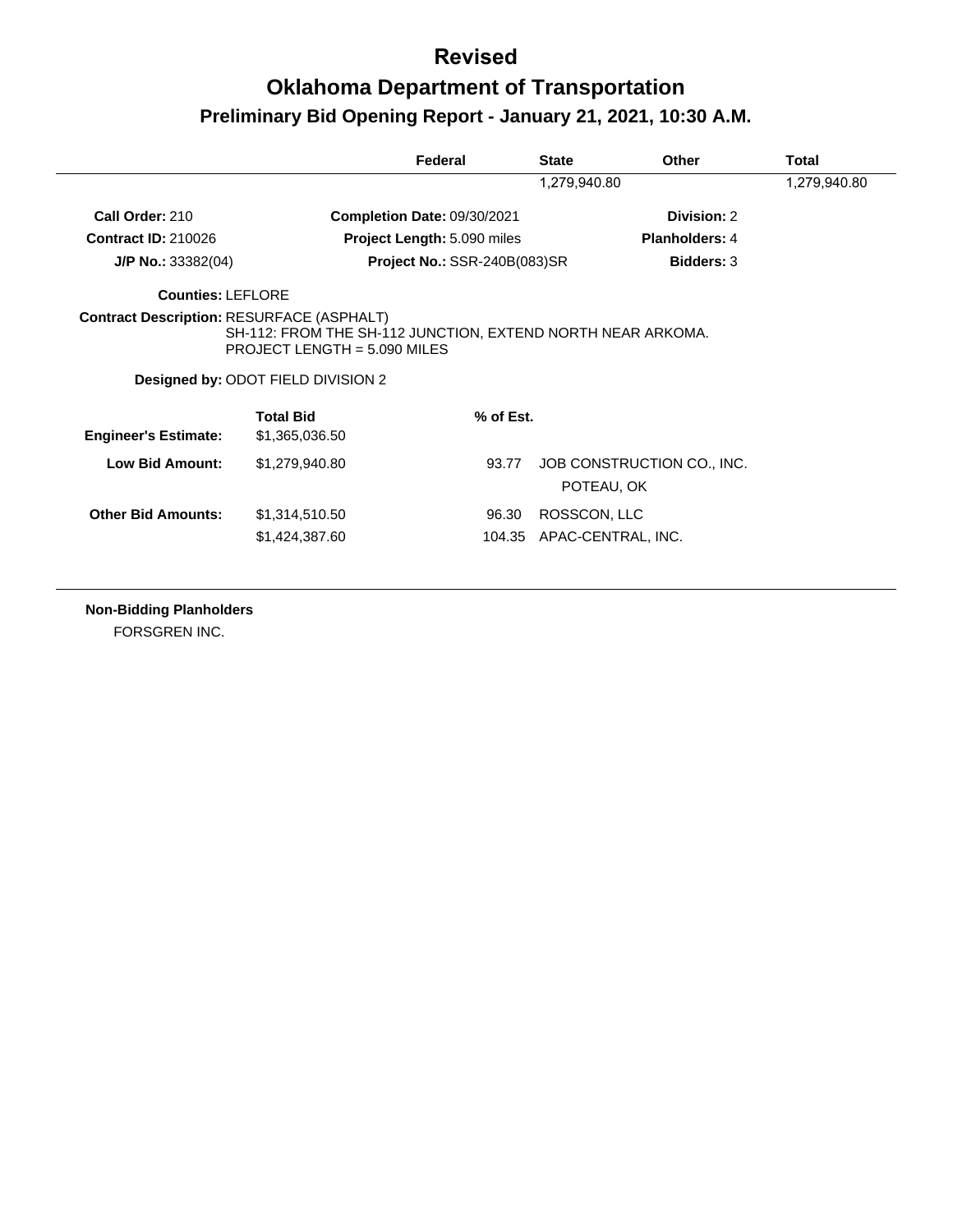# Revised

# Oklahoma Department of Transportation

## Preliminary Bid Opening Report - January 21, 2021, 10:30 A.M.

| Federal | State | Other | Total |
|---|---|---|---|
| | 1,279,940.80 | | 1,279,940.80 |

**Call Order:** 210  **Completion Date:** 09/30/2021  **Division:** 2

**Contract ID:** 210026  **Project Length:** 5.090 miles  **Planholders:** 4

**J/P No.:** 33382(04)  **Project No.:** SSR-240B(083)SR  **Bidders:** 3

**Counties:** LEFLORE

**Contract Description:** RESURFACE (ASPHALT)
SH-112: FROM THE SH-112 JUNCTION, EXTEND NORTH NEAR ARKOMA.
PROJECT LENGTH = 5.090 MILES

**Designed by:** ODOT FIELD DIVISION 2

| | Total Bid | % of Est. | |
|---|---|---|---|
| **Engineer's Estimate:** | $1,365,036.50 | | |
| **Low Bid Amount:** | $1,279,940.80 | 93.77 | JOB CONSTRUCTION CO., INC.<br>POTEAU, OK |
| **Other Bid Amounts:** | $1,314,510.50 | 96.30 | ROSSCON, LLC |
| | $1,424,387.60 | 104.35 | APAC-CENTRAL, INC. |

**Non-Bidding Planholders**

FORSGREN INC.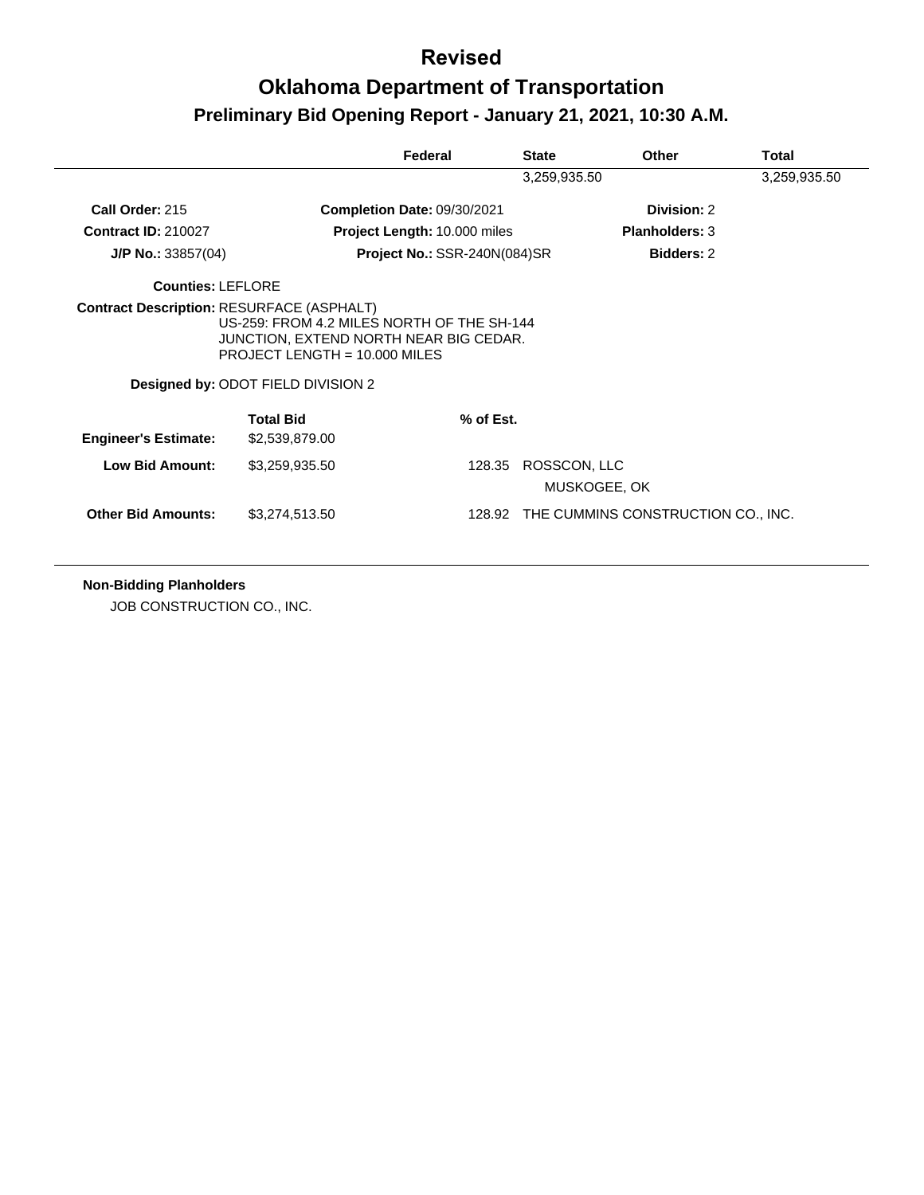# Revised

# Oklahoma Department of Transportation

## Preliminary Bid Opening Report - January 21, 2021, 10:30 A.M.

| Federal | State | Other | Total |
|---|---|---|---|
| | 3,259,935.50 | | 3,259,935.50 |

**Call Order:** 215
**Completion Date:** 09/30/2021
**Division:** 2

**Contract ID:** 210027
**Project Length:** 10.000 miles
**Planholders:** 3

**J/P No.:** 33857(04)
**Project No.:** SSR-240N(084)SR
**Bidders:** 2

**Counties:** LEFLORE

**Contract Description:** RESURFACE (ASPHALT)
US-259: FROM 4.2 MILES NORTH OF THE SH-144 JUNCTION, EXTEND NORTH NEAR BIG CEDAR.
PROJECT LENGTH = 10.000 MILES

**Designed by:** ODOT FIELD DIVISION 2

| | Total Bid | % of Est. | |
|---|---|---|---|
| **Engineer's Estimate:** | $2,539,879.00 | | |
| **Low Bid Amount:** | $3,259,935.50 | 128.35 | ROSSCON, LLC<br>MUSKOGEE, OK |
| **Other Bid Amounts:** | $3,274,513.50 | 128.92 | THE CUMMINS CONSTRUCTION CO., INC. |

**Non-Bidding Planholders**

JOB CONSTRUCTION CO., INC.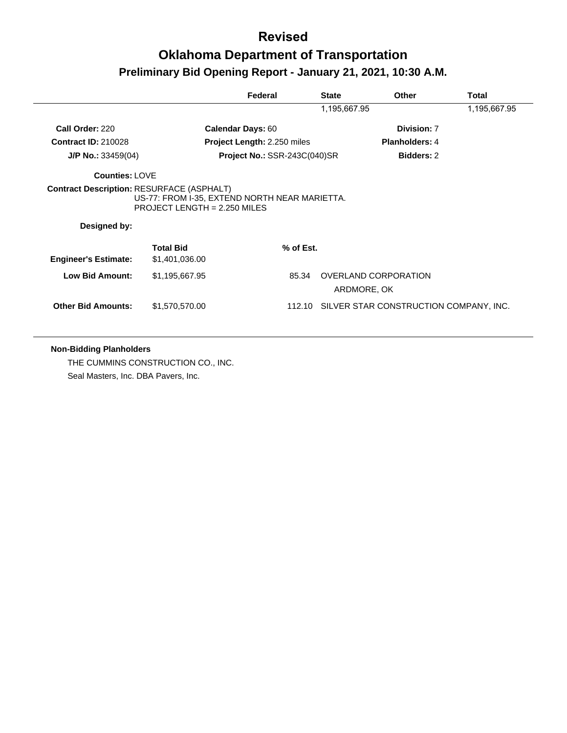# Revised

# Oklahoma Department of Transportation

## Preliminary Bid Opening Report - January 21, 2021, 10:30 A.M.

| Federal | State | Other | Total |
|---|---|---|---|
| | 1,195,667.95 | | 1,195,667.95 |

**Call Order:** 220 | **Calendar Days:** 60 | **Division:** 7

**Contract ID:** 210028 | **Project Length:** 2.250 miles | **Planholders:** 4

**J/P No.:** 33459(04) | **Project No.:** SSR-243C(040)SR | **Bidders:** 2

**Counties:** LOVE

**Contract Description:** RESURFACE (ASPHALT)
US-77: FROM I-35, EXTEND NORTH NEAR MARIETTA.
PROJECT LENGTH = 2.250 MILES

**Designed by:**

| | Total Bid | % of Est. | |
|---|---|---|---|
| **Engineer's Estimate:** | $1,401,036.00 | | |
| **Low Bid Amount:** | $1,195,667.95 | 85.34 | OVERLAND CORPORATION<br>ARDMORE, OK |
| **Other Bid Amounts:** | $1,570,570.00 | 112.10 | SILVER STAR CONSTRUCTION COMPANY, INC. |

**Non-Bidding Planholders**

THE CUMMINS CONSTRUCTION CO., INC.

Seal Masters, Inc. DBA Pavers, Inc.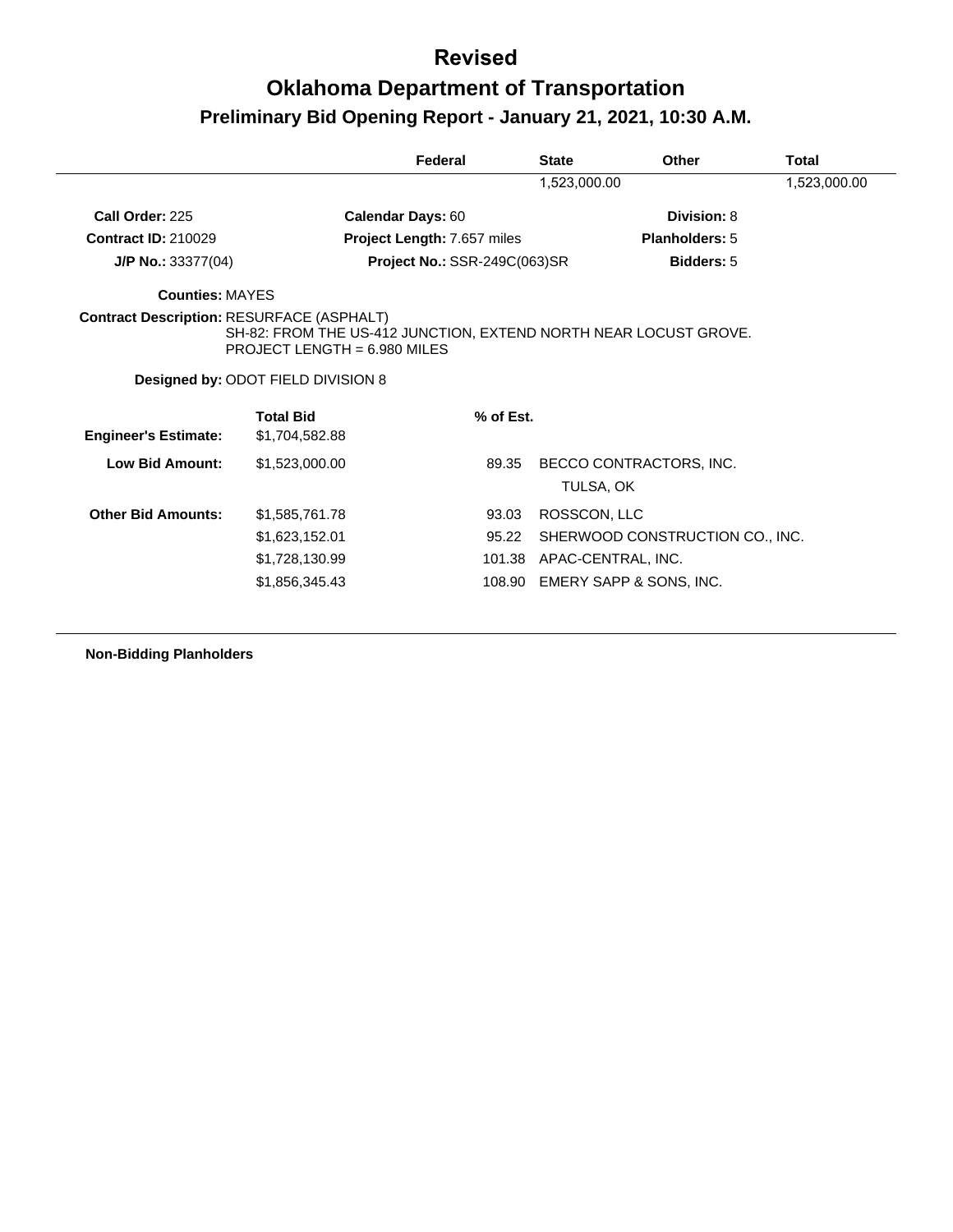# Revised

# Oklahoma Department of Transportation

## Preliminary Bid Opening Report - January 21, 2021, 10:30 A.M.

| | Federal | State | Other | Total |
|---|---|---|---|---|
| | | 1,523,000.00 | | 1,523,000.00 |

**Call Order:** 225 **Calendar Days:** 60 **Division:** 8

**Contract ID:** 210029 **Project Length:** 7.657 miles **Planholders:** 5

**J/P No.:** 33377(04) **Project No.:** SSR-249C(063)SR **Bidders:** 5

**Counties:** MAYES

**Contract Description:** RESURFACE (ASPHALT)
SH-82: FROM THE US-412 JUNCTION, EXTEND NORTH NEAR LOCUST GROVE.
PROJECT LENGTH = 6.980 MILES

**Designed by:** ODOT FIELD DIVISION 8

| | Total Bid | % of Est. | |
|---|---|---|---|
| **Engineer's Estimate:** | $1,704,582.88 | | |
| **Low Bid Amount:** | $1,523,000.00 | 89.35 | BECCO CONTRACTORS, INC.<br>TULSA, OK |
| **Other Bid Amounts:** | $1,585,761.78 | 93.03 | ROSSCON, LLC |
| | $1,623,152.01 | 95.22 | SHERWOOD CONSTRUCTION CO., INC. |
| | $1,728,130.99 | 101.38 | APAC-CENTRAL, INC. |
| | $1,856,345.43 | 108.90 | EMERY SAPP & SONS, INC. |

**Non-Bidding Planholders**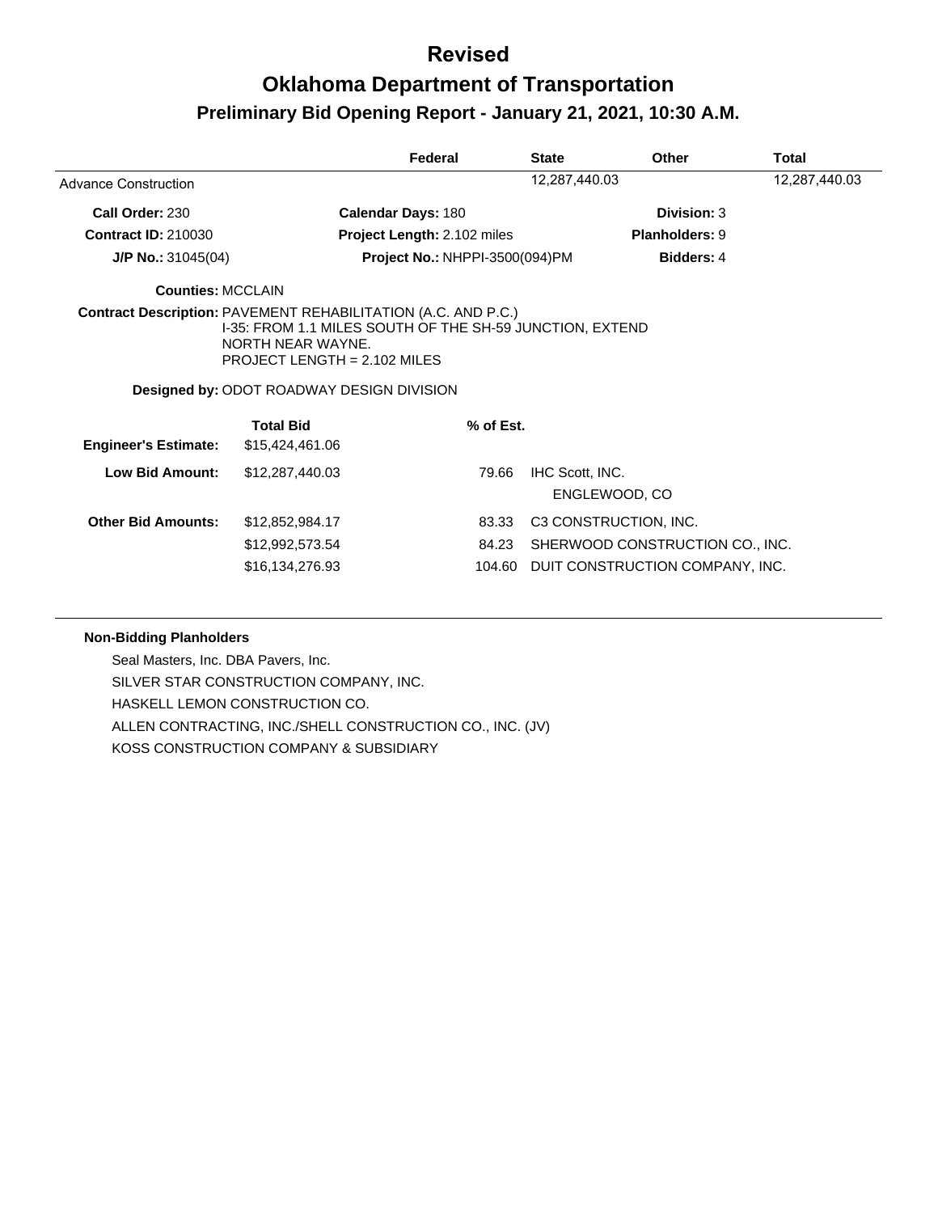# Revised

# Oklahoma Department of Transportation

## Preliminary Bid Opening Report - January 21, 2021, 10:30 A.M.

| | Federal | State | Other | Total |
|---|---|---|---|---|
| Advance Construction | | 12,287,440.03 | | 12,287,440.03 |

**Call Order:** 230 | **Calendar Days:** 180 | **Division:** 3

**Contract ID:** 210030 | **Project Length:** 2.102 miles | **Planholders:** 9

**J/P No.:** 31045(04) | **Project No.:** NHPPI-3500(094)PM | **Bidders:** 4

**Counties:** MCCLAIN

**Contract Description:** PAVEMENT REHABILITATION (A.C. AND P.C.)
I-35: FROM 1.1 MILES SOUTH OF THE SH-59 JUNCTION, EXTEND NORTH NEAR WAYNE.
PROJECT LENGTH = 2.102 MILES

**Designed by:** ODOT ROADWAY DESIGN DIVISION

| | Total Bid | % of Est. | |
|---|---|---|---|
| **Engineer's Estimate:** | $15,424,461.06 | | |
| **Low Bid Amount:** | $12,287,440.03 | 79.66 | IHC Scott, INC. ENGLEWOOD, CO |
| **Other Bid Amounts:** | $12,852,984.17 | 83.33 | C3 CONSTRUCTION, INC. |
| | $12,992,573.54 | 84.23 | SHERWOOD CONSTRUCTION CO., INC. |
| | $16,134,276.93 | 104.60 | DUIT CONSTRUCTION COMPANY, INC. |

**Non-Bidding Planholders**

Seal Masters, Inc. DBA Pavers, Inc.

SILVER STAR CONSTRUCTION COMPANY, INC.

HASKELL LEMON CONSTRUCTION CO.

ALLEN CONTRACTING, INC./SHELL CONSTRUCTION CO., INC. (JV)

KOSS CONSTRUCTION COMPANY & SUBSIDIARY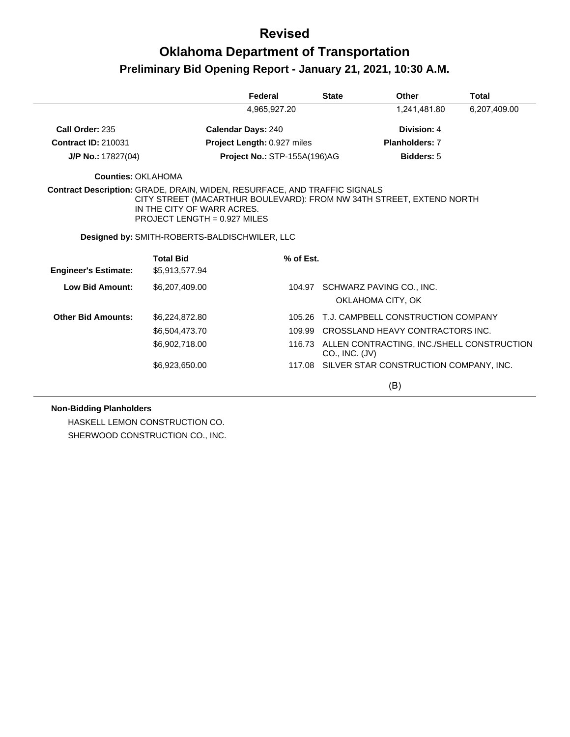# Revised

# Oklahoma Department of Transportation

## Preliminary Bid Opening Report - January 21, 2021, 10:30 A.M.

| Federal | State | Other | Total |
|---|---|---|---|
| 4,965,927.20 | | 1,241,481.80 | 6,207,409.00 |

**Call Order:** 235 **Calendar Days:** 240 **Division:** 4

**Contract ID:** 210031 **Project Length:** 0.927 miles **Planholders:** 7

**J/P No.:** 17827(04) **Project No.:** STP-155A(196)AG **Bidders:** 5

**Counties:** OKLAHOMA

**Contract Description:** GRADE, DRAIN, WIDEN, RESURFACE, AND TRAFFIC SIGNALS
CITY STREET (MACARTHUR BOULEVARD): FROM NW 34TH STREET, EXTEND NORTH IN THE CITY OF WARR ACRES.
PROJECT LENGTH = 0.927 MILES

**Designed by:** SMITH-ROBERTS-BALDISCHWILER, LLC

| | Total Bid | % of Est. | |
|---|---|---|---|
| **Engineer's Estimate:** | $5,913,577.94 | | |
| **Low Bid Amount:** | $6,207,409.00 | 104.97 | SCHWARZ PAVING CO., INC. OKLAHOMA CITY, OK |
| **Other Bid Amounts:** | $6,224,872.80 | 105.26 | T.J. CAMPBELL CONSTRUCTION COMPANY |
| | $6,504,473.70 | 109.99 | CROSSLAND HEAVY CONTRACTORS INC. |
| | $6,902,718.00 | 116.73 | ALLEN CONTRACTING, INC./SHELL CONSTRUCTION CO., INC. (JV) |
| | $6,923,650.00 | 117.08 | SILVER STAR CONSTRUCTION COMPANY, INC. |

(B)

**Non-Bidding Planholders**

HASKELL LEMON CONSTRUCTION CO.

SHERWOOD CONSTRUCTION CO., INC.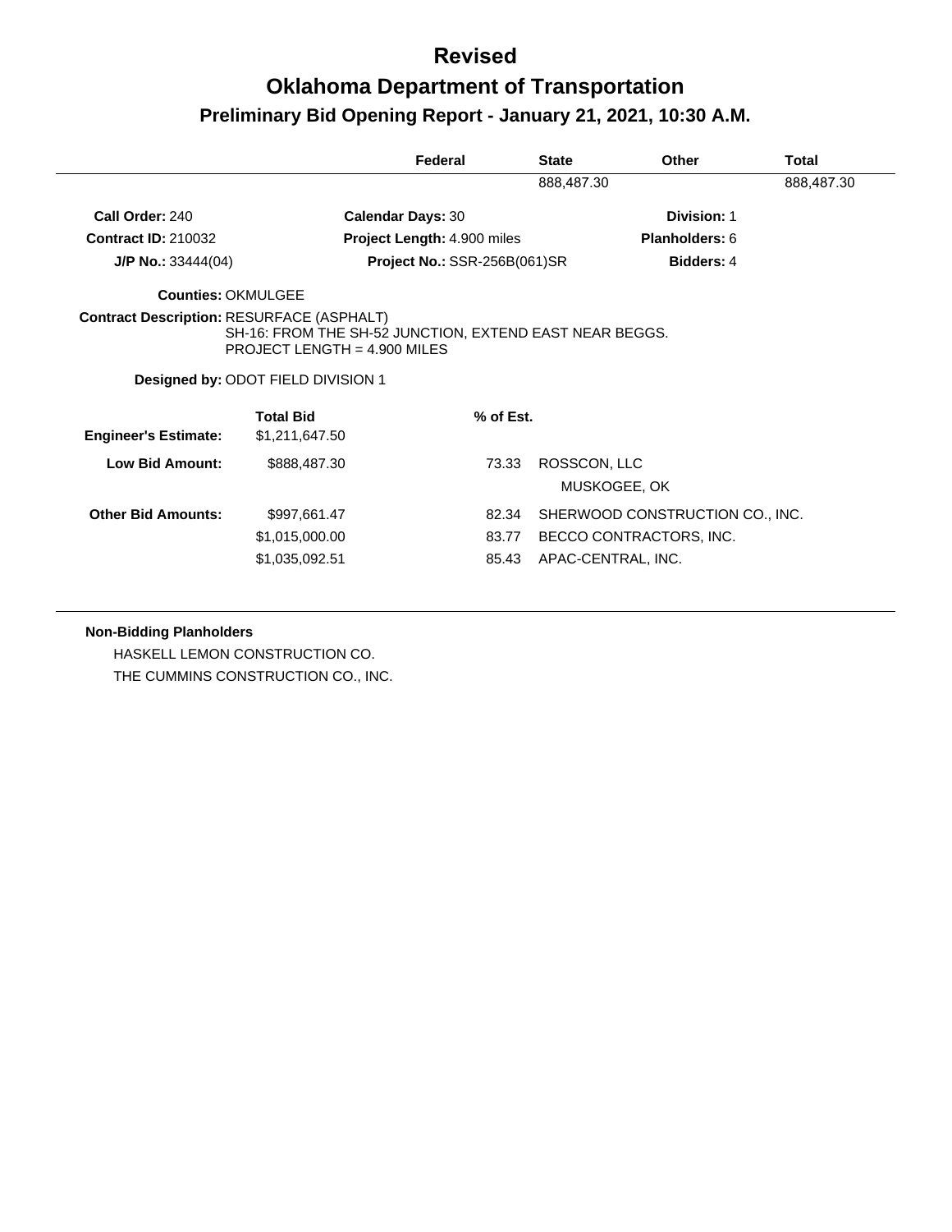# Revised

# Oklahoma Department of Transportation

## Preliminary Bid Opening Report - January 21, 2021, 10:30 A.M.

| Federal | State | Other | Total |
|---|---|---|---|
| | 888,487.30 | | 888,487.30 |

**Call Order:** 240 **Calendar Days:** 30 **Division:** 1

**Contract ID:** 210032 **Project Length:** 4.900 miles **Planholders:** 6

**J/P No.:** 33444(04) **Project No.:** SSR-256B(061)SR **Bidders:** 4

**Counties:** OKMULGEE

**Contract Description:** RESURFACE (ASPHALT)
SH-16: FROM THE SH-52 JUNCTION, EXTEND EAST NEAR BEGGS.
PROJECT LENGTH = 4.900 MILES

**Designed by:** ODOT FIELD DIVISION 1

| | Total Bid | % of Est. | |
|---|---|---|---|
| **Engineer's Estimate:** | $1,211,647.50 | | |
| **Low Bid Amount:** | $888,487.30 | 73.33 | ROSSCON, LLC<br>MUSKOGEE, OK |
| **Other Bid Amounts:** | $997,661.47 | 82.34 | SHERWOOD CONSTRUCTION CO., INC. |
| | $1,015,000.00 | 83.77 | BECCO CONTRACTORS, INC. |
| | $1,035,092.51 | 85.43 | APAC-CENTRAL, INC. |

**Non-Bidding Planholders**

HASKELL LEMON CONSTRUCTION CO.

THE CUMMINS CONSTRUCTION CO., INC.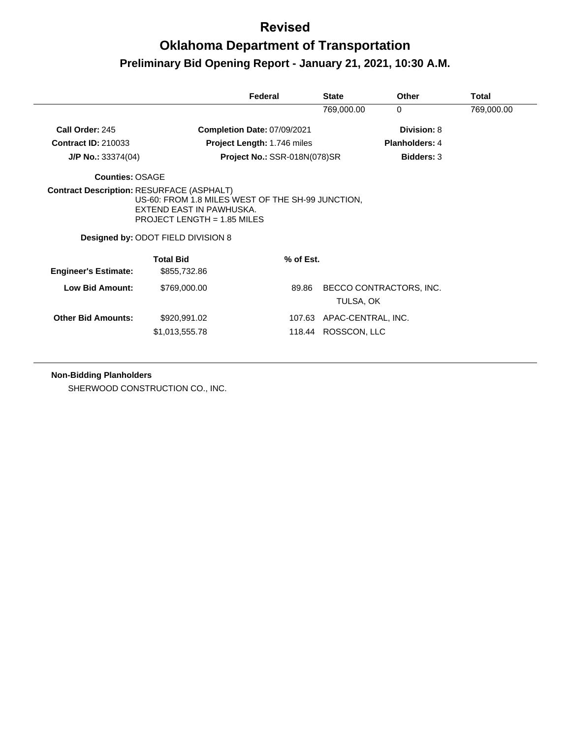# Revised

# Oklahoma Department of Transportation

## Preliminary Bid Opening Report - January 21, 2021, 10:30 A.M.

| | Federal | State | Other | Total |
|---|---|---|---|---|
| | | 769,000.00 | 0 | 769,000.00 |

**Call Order:** 245 **Completion Date:** 07/09/2021 **Division:** 8

**Contract ID:** 210033 **Project Length:** 1.746 miles **Planholders:** 4

**J/P No.:** 33374(04) **Project No.:** SSR-018N(078)SR **Bidders:** 3

**Counties:** OSAGE

**Contract Description:** RESURFACE (ASPHALT)
US-60: FROM 1.8 MILES WEST OF THE SH-99 JUNCTION, EXTEND EAST IN PAWHUSKA.
PROJECT LENGTH = 1.85 MILES

**Designed by:** ODOT FIELD DIVISION 8

| | Total Bid | % of Est. | |
|---|---|---|---|
| **Engineer's Estimate:** | $855,732.86 | | |
| **Low Bid Amount:** | $769,000.00 | 89.86 | BECCO CONTRACTORS, INC. TULSA, OK |
| **Other Bid Amounts:** | $920,991.02 | 107.63 | APAC-CENTRAL, INC. |
| | $1,013,555.78 | 118.44 | ROSSCON, LLC |

**Non-Bidding Planholders**

SHERWOOD CONSTRUCTION CO., INC.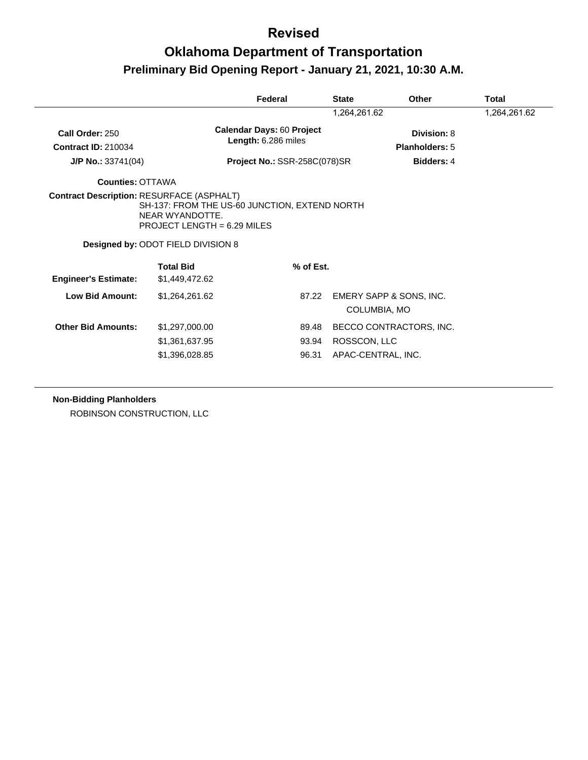# Revised

# Oklahoma Department of Transportation

## Preliminary Bid Opening Report - January 21, 2021, 10:30 A.M.

| | Federal | State | Other | Total |
|---|---|---|---|---|
| | | 1,264,261.62 | | 1,264,261.62 |

**Call Order:** 250
**Contract ID:** 210034
**J/P No.:** 33741(04)

**Calendar Days:** 60 **Project Length:** 6.286 miles
**Project No.:** SSR-258C(078)SR

**Division:** 8
**Planholders:** 5
**Bidders:** 4

**Counties:** OTTAWA

**Contract Description:** RESURFACE (ASPHALT)
SH-137: FROM THE US-60 JUNCTION, EXTEND NORTH NEAR WYANDOTTE.
PROJECT LENGTH = 6.29 MILES

**Designed by:** ODOT FIELD DIVISION 8

| | Total Bid | % of Est. | |
|---|---|---|---|
| **Engineer's Estimate:** | $1,449,472.62 | | |
| **Low Bid Amount:** | $1,264,261.62 | 87.22 | EMERY SAPP & SONS, INC. COLUMBIA, MO |
| **Other Bid Amounts:** | $1,297,000.00 | 89.48 | BECCO CONTRACTORS, INC. |
| | $1,361,637.95 | 93.94 | ROSSCON, LLC |
| | $1,396,028.85 | 96.31 | APAC-CENTRAL, INC. |

**Non-Bidding Planholders**

ROBINSON CONSTRUCTION, LLC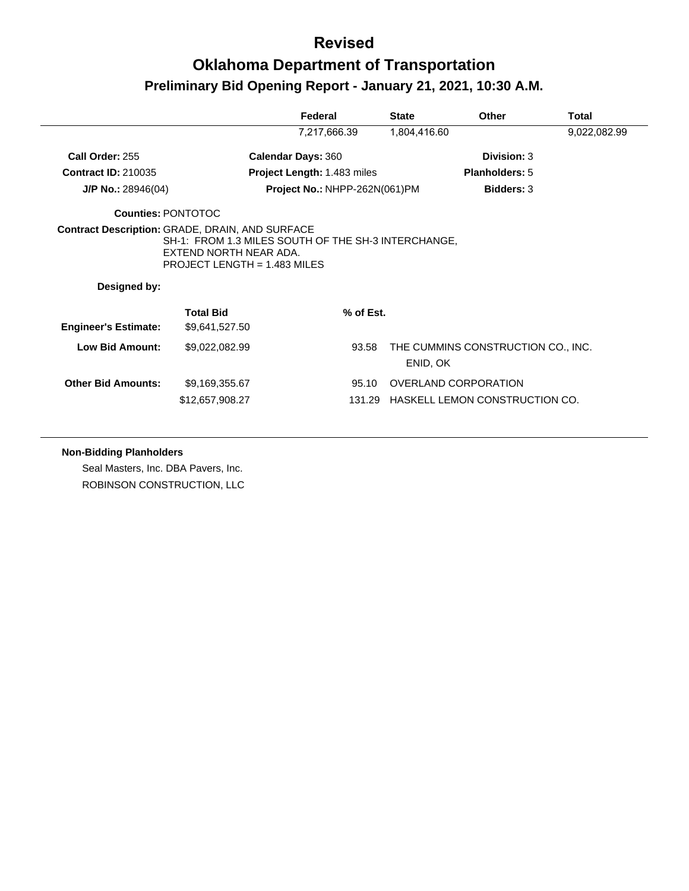# Revised

# Oklahoma Department of Transportation

## Preliminary Bid Opening Report - January 21, 2021, 10:30 A.M.

| | Federal | State | Other | Total |
|---|---|---|---|---|
| | 7,217,666.39 | 1,804,416.60 | | 9,022,082.99 |

**Call Order:** 255 | **Calendar Days:** 360 | **Division:** 3

**Contract ID:** 210035 | **Project Length:** 1.483 miles | **Planholders:** 5

**J/P No.:** 28946(04) | **Project No.:** NHPP-262N(061)PM | **Bidders:** 3

**Counties:** PONTOTOC

**Contract Description:** GRADE, DRAIN, AND SURFACE
SH-1: FROM 1.3 MILES SOUTH OF THE SH-3 INTERCHANGE,
EXTEND NORTH NEAR ADA.
PROJECT LENGTH = 1.483 MILES

**Designed by:**

| | Total Bid | % of Est. | |
|---|---|---|---|
| **Engineer's Estimate:** | $9,641,527.50 | | |
| **Low Bid Amount:** | $9,022,082.99 | 93.58 | THE CUMMINS CONSTRUCTION CO., INC.<br>ENID, OK |
| **Other Bid Amounts:** | $9,169,355.67 | 95.10 | OVERLAND CORPORATION |
| | $12,657,908.27 | 131.29 | HASKELL LEMON CONSTRUCTION CO. |

**Non-Bidding Planholders**

Seal Masters, Inc. DBA Pavers, Inc.

ROBINSON CONSTRUCTION, LLC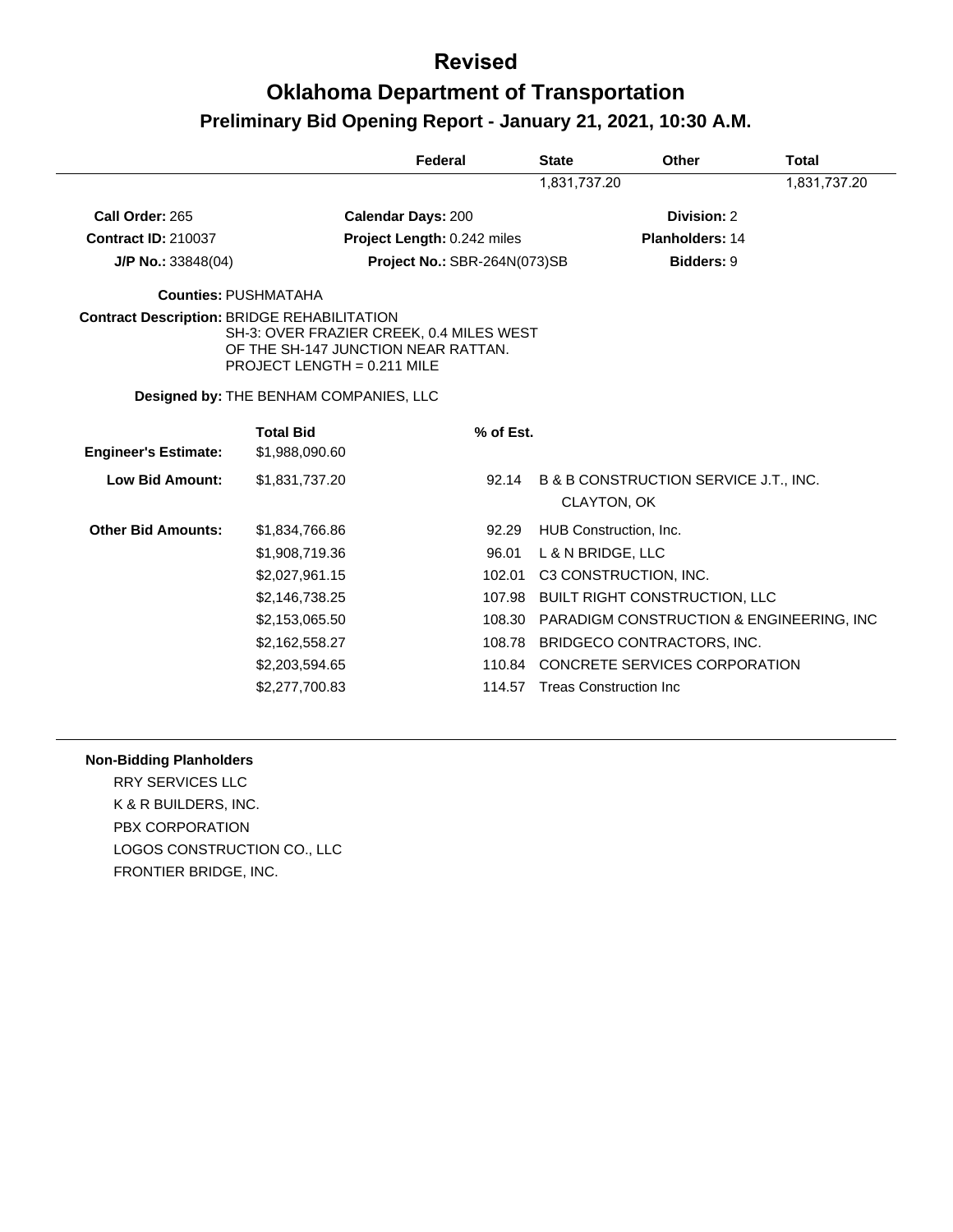# Revised

# Oklahoma Department of Transportation

## Preliminary Bid Opening Report - January 21, 2021, 10:30 A.M.

| Federal | State | Other | Total |
|---|---|---|---|
| | 1,831,737.20 | | 1,831,737.20 |

**Call Order:** 265  **Calendar Days:** 200  **Division:** 2

**Contract ID:** 210037  **Project Length:** 0.242 miles  **Planholders:** 14

**J/P No.:** 33848(04)  **Project No.:** SBR-264N(073)SB  **Bidders:** 9

**Counties:** PUSHMATAHA

**Contract Description:** BRIDGE REHABILITATION
SH-3: OVER FRAZIER CREEK, 0.4 MILES WEST OF THE SH-147 JUNCTION NEAR RATTAN.
PROJECT LENGTH = 0.211 MILE

**Designed by:** THE BENHAM COMPANIES, LLC

| | Total Bid | % of Est. | |
|---|---|---|---|
| **Engineer's Estimate:** | $1,988,090.60 | | |
| **Low Bid Amount:** | $1,831,737.20 | 92.14 | B & B CONSTRUCTION SERVICE J.T., INC. CLAYTON, OK |
| **Other Bid Amounts:** | $1,834,766.86 | 92.29 | HUB Construction, Inc. |
| | $1,908,719.36 | 96.01 | L & N BRIDGE, LLC |
| | $2,027,961.15 | 102.01 | C3 CONSTRUCTION, INC. |
| | $2,146,738.25 | 107.98 | BUILT RIGHT CONSTRUCTION, LLC |
| | $2,153,065.50 | 108.30 | PARADIGM CONSTRUCTION & ENGINEERING, INC |
| | $2,162,558.27 | 108.78 | BRIDGECO CONTRACTORS, INC. |
| | $2,203,594.65 | 110.84 | CONCRETE SERVICES CORPORATION |
| | $2,277,700.83 | 114.57 | Treas Construction Inc |

**Non-Bidding Planholders**

RRY SERVICES LLC
K & R BUILDERS, INC.
PBX CORPORATION
LOGOS CONSTRUCTION CO., LLC
FRONTIER BRIDGE, INC.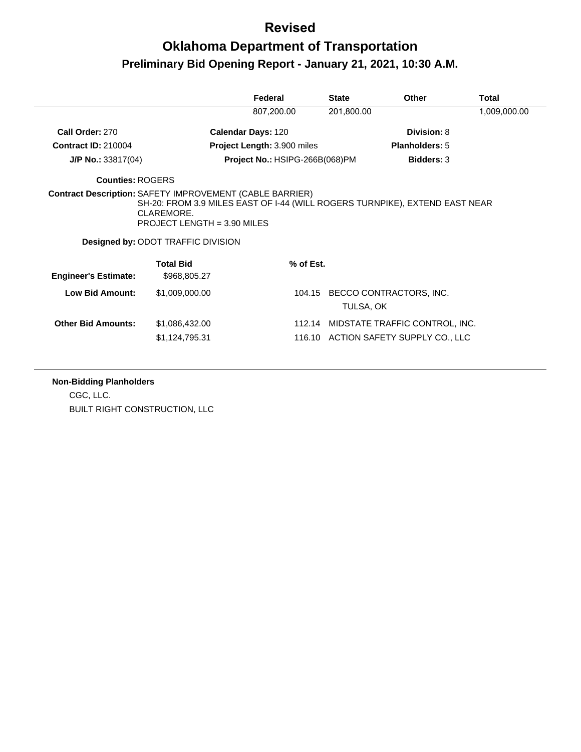# Revised

# Oklahoma Department of Transportation

## Preliminary Bid Opening Report - January 21, 2021, 10:30 A.M.

| Federal | State | Other | Total |
|---|---|---|---|
| 807,200.00 | 201,800.00 | | 1,009,000.00 |

**Call Order:** 270 | **Calendar Days:** 120 | **Division:** 8

**Contract ID:** 210004 | **Project Length:** 3.900 miles | **Planholders:** 5

**J/P No.:** 33817(04) | **Project No.:** HSIPG-266B(068)PM | **Bidders:** 3

**Counties:** ROGERS

**Contract Description:** SAFETY IMPROVEMENT (CABLE BARRIER)
SH-20: FROM 3.9 MILES EAST OF I-44 (WILL ROGERS TURNPIKE), EXTEND EAST NEAR CLAREMORE.
PROJECT LENGTH = 3.90 MILES

**Designed by:** ODOT TRAFFIC DIVISION

| | Total Bid | % of Est. | |
|---|---|---|---|
| **Engineer's Estimate:** | $968,805.27 | | |
| **Low Bid Amount:** | $1,009,000.00 | 104.15 | BECCO CONTRACTORS, INC. TULSA, OK |
| **Other Bid Amounts:** | $1,086,432.00 | 112.14 | MIDSTATE TRAFFIC CONTROL, INC. |
| | $1,124,795.31 | 116.10 | ACTION SAFETY SUPPLY CO., LLC |

**Non-Bidding Planholders**

CGC, LLC.

BUILT RIGHT CONSTRUCTION, LLC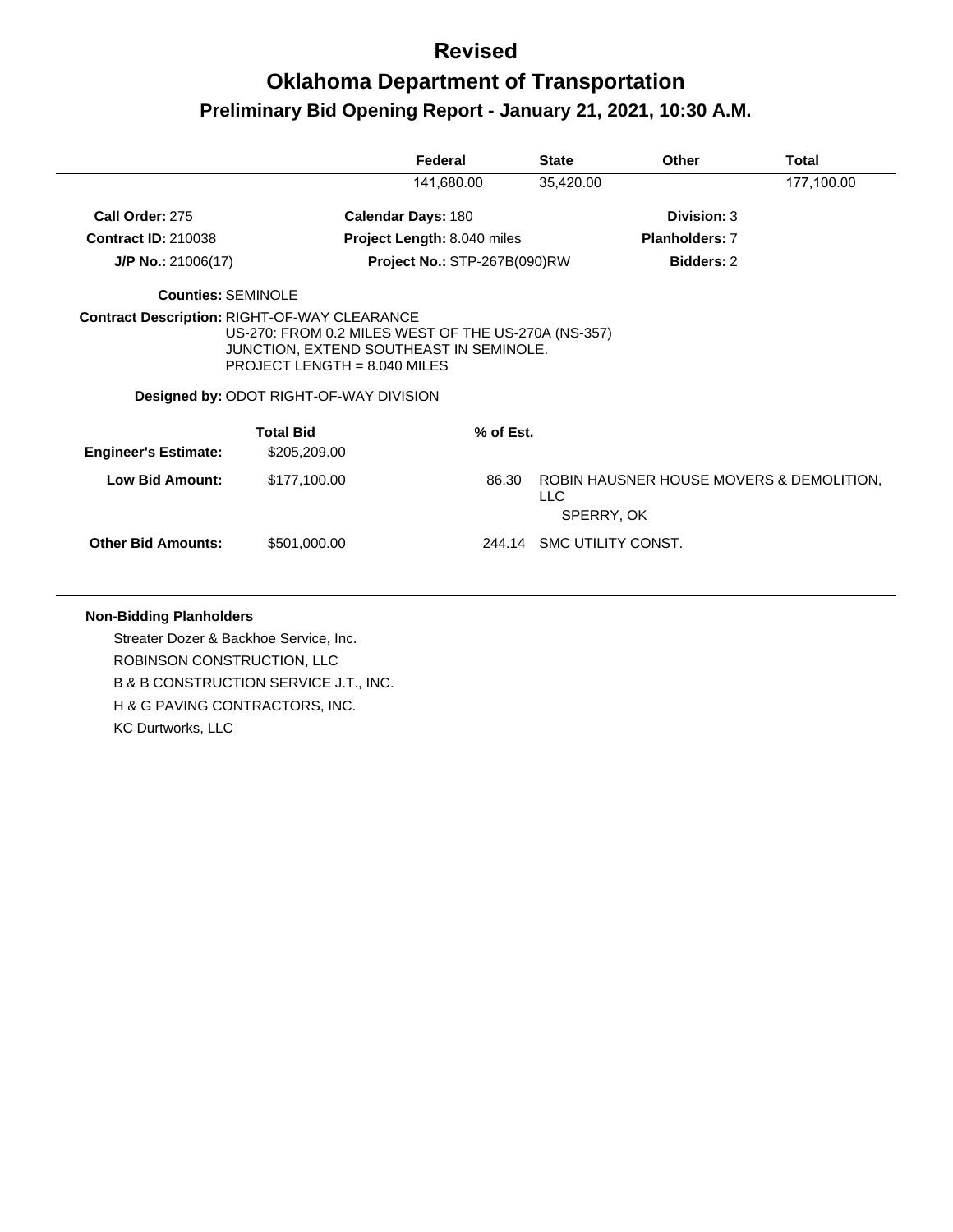# Revised

# Oklahoma Department of Transportation

## Preliminary Bid Opening Report - January 21, 2021, 10:30 A.M.

| | Federal | State | Other | Total |
|---|---|---|---|---|
| | 141,680.00 | 35,420.00 | | 177,100.00 |

**Call Order:** 275 **Calendar Days:** 180 **Division:** 3

**Contract ID:** 210038 **Project Length:** 8.040 miles **Planholders:** 7

**J/P No.:** 21006(17) **Project No.:** STP-267B(090)RW **Bidders:** 2

**Counties:** SEMINOLE

**Contract Description:** RIGHT-OF-WAY CLEARANCE
US-270: FROM 0.2 MILES WEST OF THE US-270A (NS-357) JUNCTION, EXTEND SOUTHEAST IN SEMINOLE.
PROJECT LENGTH = 8.040 MILES

**Designed by:** ODOT RIGHT-OF-WAY DIVISION

| | Total Bid | % of Est. | |
|---|---|---|---|
| **Engineer's Estimate:** | $205,209.00 | | |
| **Low Bid Amount:** | $177,100.00 | 86.30 | ROBIN HAUSNER HOUSE MOVERS & DEMOLITION, LLC<br>SPERRY, OK |
| **Other Bid Amounts:** | $501,000.00 | 244.14 | SMC UTILITY CONST. |

**Non-Bidding Planholders**

Streater Dozer & Backhoe Service, Inc.

ROBINSON CONSTRUCTION, LLC

B & B CONSTRUCTION SERVICE J.T., INC.

H & G PAVING CONTRACTORS, INC.

KC Durtworks, LLC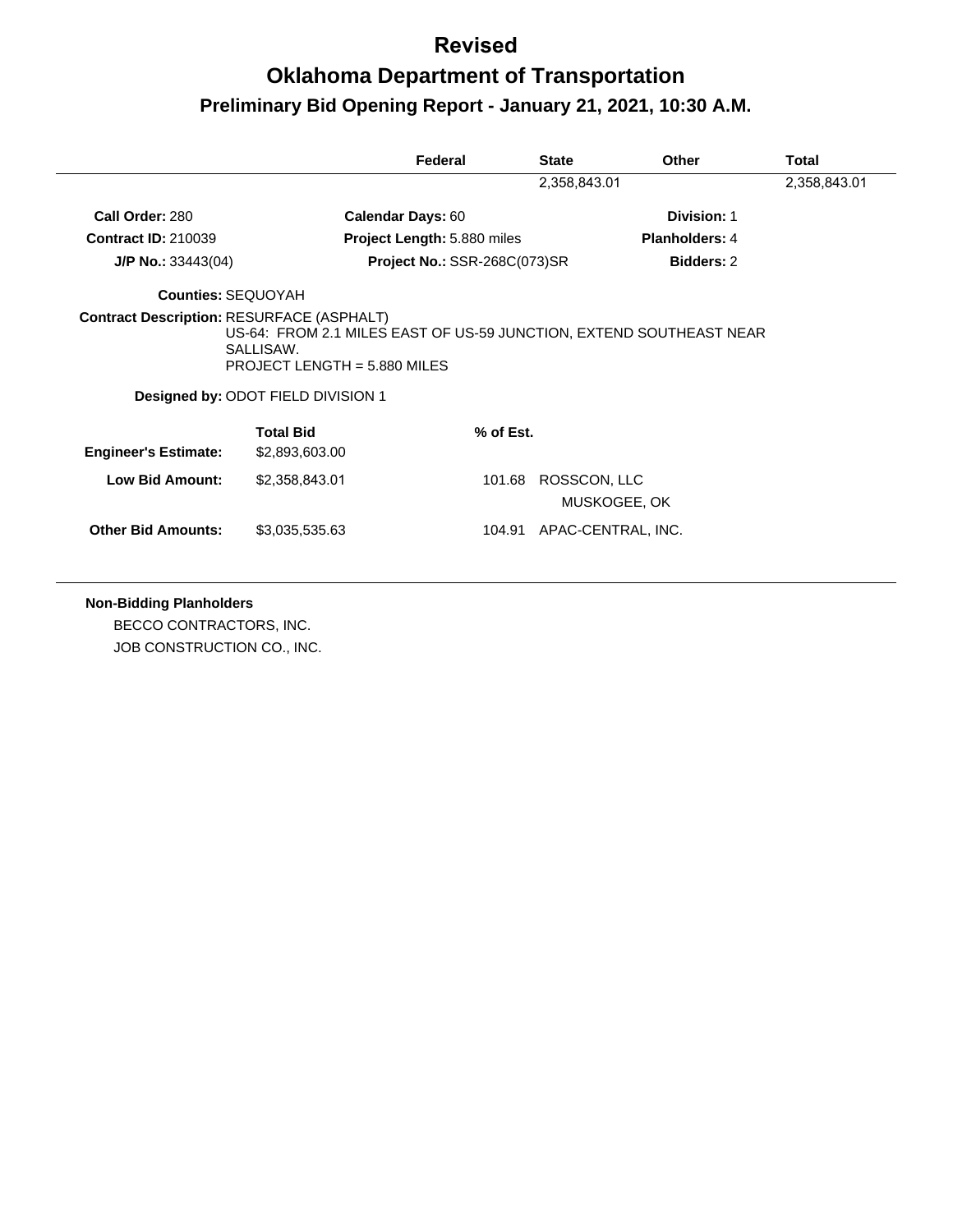# Revised

# Oklahoma Department of Transportation

## Preliminary Bid Opening Report - January 21, 2021, 10:30 A.M.

| | Federal | State | Other | Total |
|---|---|---|---|---|
| | | 2,358,843.01 | | 2,358,843.01 |

**Call Order:** 280 | **Calendar Days:** 60 | **Division:** 1

**Contract ID:** 210039 | **Project Length:** 5.880 miles | **Planholders:** 4

**J/P No.:** 33443(04) | **Project No.:** SSR-268C(073)SR | **Bidders:** 2

**Counties:** SEQUOYAH

**Contract Description:** RESURFACE (ASPHALT)
US-64: FROM 2.1 MILES EAST OF US-59 JUNCTION, EXTEND SOUTHEAST NEAR SALLISAW.
PROJECT LENGTH = 5.880 MILES

**Designed by:** ODOT FIELD DIVISION 1

| | Total Bid | % of Est. | |
|---|---|---|---|
| **Engineer's Estimate:** | $2,893,603.00 | | |
| **Low Bid Amount:** | $2,358,843.01 | 101.68 | ROSSCON, LLC<br>MUSKOGEE, OK |
| **Other Bid Amounts:** | $3,035,535.63 | 104.91 | APAC-CENTRAL, INC. |

**Non-Bidding Planholders**

BECCO CONTRACTORS, INC.

JOB CONSTRUCTION CO., INC.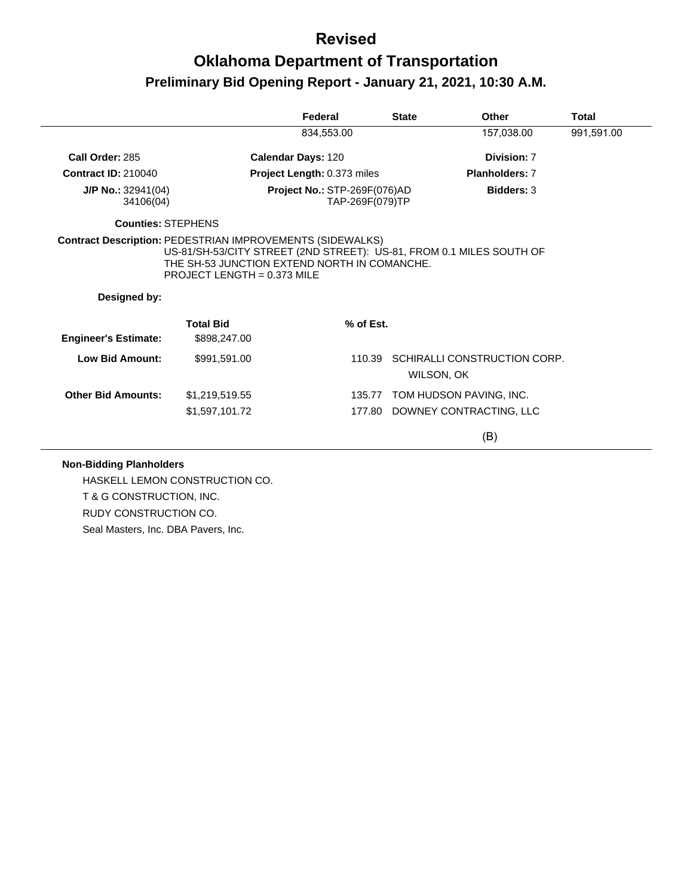# Revised

# Oklahoma Department of Transportation

## Preliminary Bid Opening Report - January 21, 2021, 10:30 A.M.

| Federal | State | Other | Total |
|---|---|---|---|
| 834,553.00 | | 157,038.00 | 991,591.00 |

**Call Order:** 285

**Calendar Days:** 120

**Division:** 7

**Contract ID:** 210040

**Project Length:** 0.373 miles

**Planholders:** 7

**J/P No.:** 32941(04)
34106(04)

**Project No.:** STP-269F(076)AD
TAP-269F(079)TP

**Bidders:** 3

**Counties:** STEPHENS

**Contract Description:** PEDESTRIAN IMPROVEMENTS (SIDEWALKS)
US-81/SH-53/CITY STREET (2ND STREET): US-81, FROM 0.1 MILES SOUTH OF THE SH-53 JUNCTION EXTEND NORTH IN COMANCHE.
PROJECT LENGTH = 0.373 MILE

**Designed by:**

| | Total Bid | % of Est. | |
|---|---|---|---|
| **Engineer's Estimate:** | $898,247.00 | | |
| **Low Bid Amount:** | $991,591.00 | 110.39 | SCHIRALLI CONSTRUCTION CORP.<br>WILSON, OK |
| **Other Bid Amounts:** | $1,219,519.55 | 135.77 | TOM HUDSON PAVING, INC. |
| | $1,597,101.72 | 177.80 | DOWNEY CONTRACTING, LLC |

(B)

**Non-Bidding Planholders**

HASKELL LEMON CONSTRUCTION CO.

T & G CONSTRUCTION, INC.

RUDY CONSTRUCTION CO.

Seal Masters, Inc. DBA Pavers, Inc.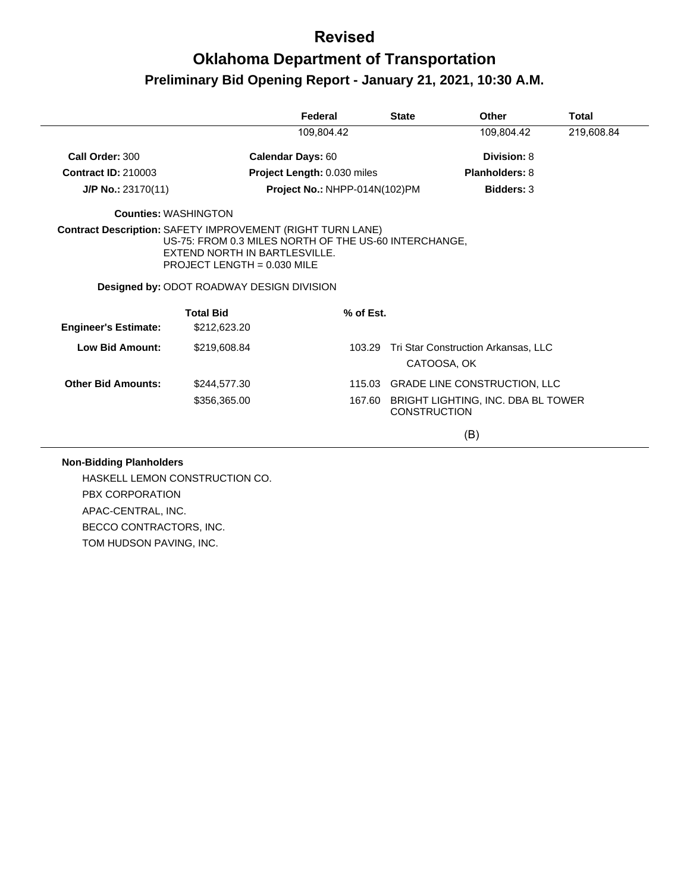# Revised

# Oklahoma Department of Transportation

## Preliminary Bid Opening Report - January 21, 2021, 10:30 A.M.

| Federal | State | Other | Total |
|---|---|---|---|
| 109,804.42 | | 109,804.42 | 219,608.84 |

**Call Order:** 300 | **Calendar Days:** 60 | **Division:** 8

**Contract ID:** 210003 | **Project Length:** 0.030 miles | **Planholders:** 8

**J/P No.:** 23170(11) | **Project No.:** NHPP-014N(102)PM | **Bidders:** 3

**Counties:** WASHINGTON

**Contract Description:** SAFETY IMPROVEMENT (RIGHT TURN LANE)
US-75: FROM 0.3 MILES NORTH OF THE US-60 INTERCHANGE, EXTEND NORTH IN BARTLESVILLE.
PROJECT LENGTH = 0.030 MILE

**Designed by:** ODOT ROADWAY DESIGN DIVISION

| | Total Bid | % of Est. | |
|---|---|---|---|
| **Engineer's Estimate:** | $212,623.20 | | |
| **Low Bid Amount:** | $219,608.84 | 103.29 | Tri Star Construction Arkansas, LLC<br>CATOOSA, OK |
| **Other Bid Amounts:** | $244,577.30 | 115.03 | GRADE LINE CONSTRUCTION, LLC |
| | $356,365.00 | 167.60 | BRIGHT LIGHTING, INC. DBA BL TOWER CONSTRUCTION |

(B)

**Non-Bidding Planholders**

HASKELL LEMON CONSTRUCTION CO.

PBX CORPORATION

APAC-CENTRAL, INC.

BECCO CONTRACTORS, INC.

TOM HUDSON PAVING, INC.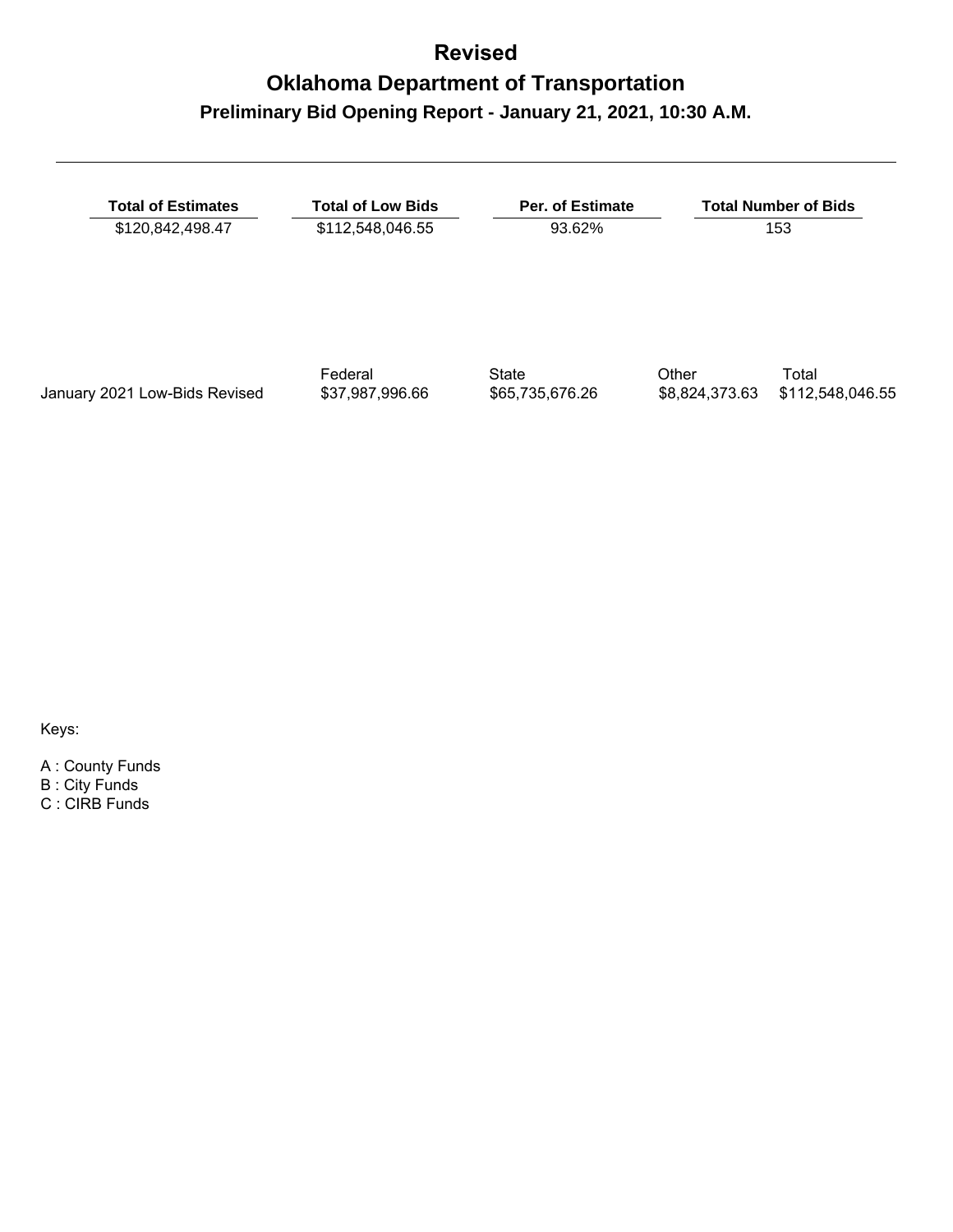# Revised

## Oklahoma Department of Transportation

### Preliminary Bid Opening Report - January 21, 2021, 10:30 A.M.

---

| Total of Estimates | Total of Low Bids | Per. of Estimate | Total Number of Bids |
|---|---|---|---|
| $120,842,498.47 | $112,548,046.55 | 93.62% | 153 |

| | Federal | State | Other | Total |
|---|---|---|---|---|
| January 2021 Low-Bids Revised | $37,987,996.66 | $65,735,676.26 | $8,824,373.63 | $112,548,046.55 |

Keys:

A : County Funds
B : City Funds
C : CIRB Funds